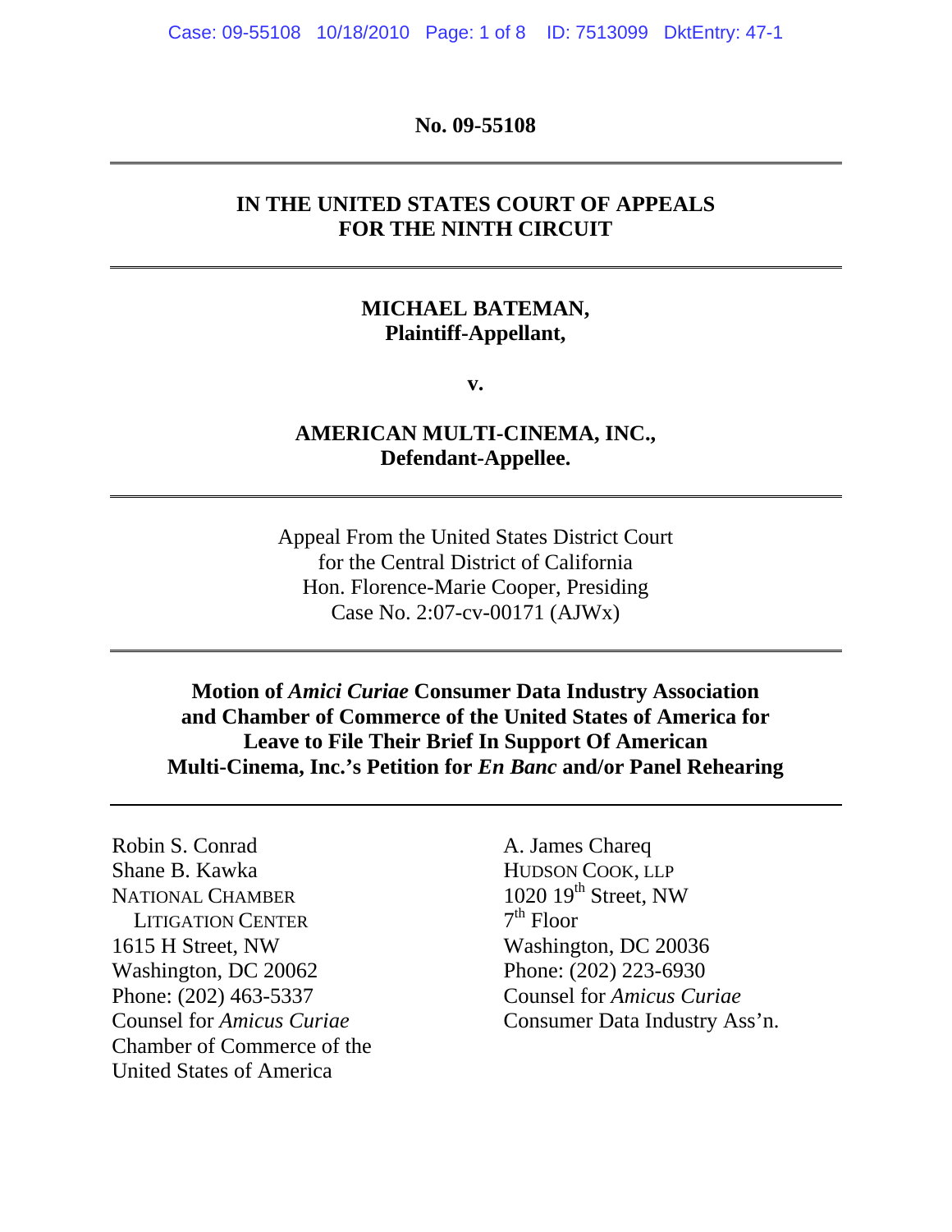**No. 09-55108**

---

**IN THE UNITED STATES COURT OF APPEALS FOR THE NINTH CIRCUIT**

---

**MICHAEL BATEMAN,**
**Plaintiff-Appellant,**

**v.**

**AMERICAN MULTI-CINEMA, INC.,**
**Defendant-Appellee.**

---

Appeal From the United States District Court
for the Central District of California
Hon. Florence-Marie Cooper, Presiding
Case No. 2:07-cv-00171 (AJWx)

---

**Motion of *Amici Curiae* Consumer Data Industry Association and Chamber of Commerce of the United States of America for Leave to File Their Brief In Support Of American Multi-Cinema, Inc.'s Petition for *En Banc* and/or Panel Rehearing**

---

Robin S. Conrad
Shane B. Kawka
NATIONAL CHAMBER
LITIGATION CENTER
1615 H Street, NW
Washington, DC 20062
Phone: (202) 463-5337
Counsel for *Amicus Curiae*
Chamber of Commerce of the
United States of America

A. James Chareq
HUDSON COOK, LLP
1020 19th Street, NW
7th Floor
Washington, DC 20036
Phone: (202) 223-6930
Counsel for *Amicus Curiae*
Consumer Data Industry Ass'n.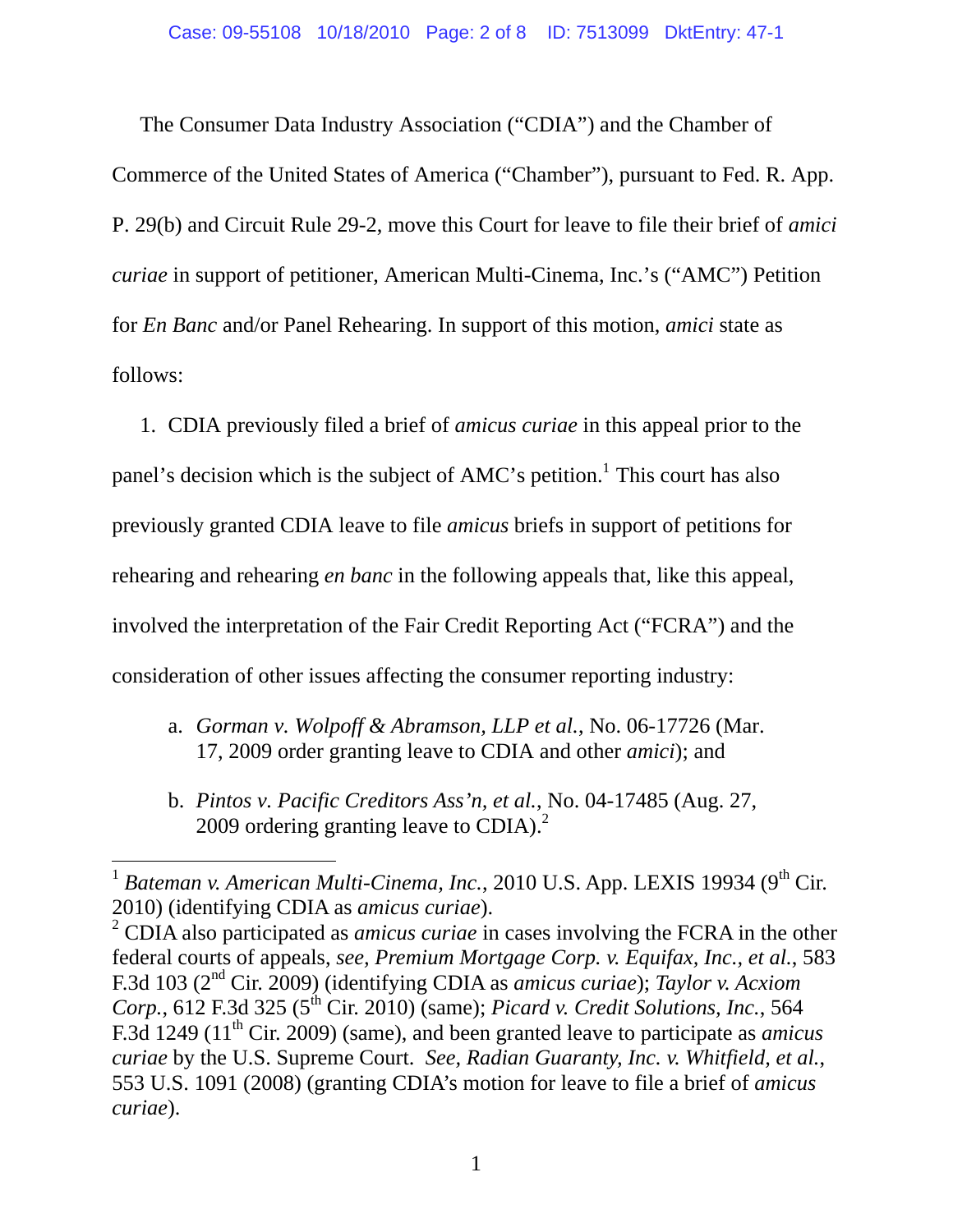The Consumer Data Industry Association ("CDIA") and the Chamber of Commerce of the United States of America ("Chamber"), pursuant to Fed. R. App. P. 29(b) and Circuit Rule 29-2, move this Court for leave to file their brief of *amici curiae* in support of petitioner, American Multi-Cinema, Inc.'s ("AMC") Petition for *En Banc* and/or Panel Rehearing. In support of this motion, *amici* state as follows:

1. CDIA previously filed a brief of *amicus curiae* in this appeal prior to the panel's decision which is the subject of AMC's petition.[1] This court has also previously granted CDIA leave to file *amicus* briefs in support of petitions for rehearing and rehearing *en banc* in the following appeals that, like this appeal, involved the interpretation of the Fair Credit Reporting Act ("FCRA") and the consideration of other issues affecting the consumer reporting industry:

   a. *Gorman v. Wolpoff & Abramson, LLP et al.*, No. 06-17726 (Mar. 17, 2009 order granting leave to CDIA and other *amici*); and

   b. *Pintos v. Pacific Creditors Ass'n, et al.*, No. 04-17485 (Aug. 27, 2009 ordering granting leave to CDIA).[2]

---

[1] *Bateman v. American Multi-Cinema, Inc.*, 2010 U.S. App. LEXIS 19934 (9th Cir. 2010) (identifying CDIA as *amicus curiae*).

[2] CDIA also participated as *amicus curiae* in cases involving the FCRA in the other federal courts of appeals, *see, Premium Mortgage Corp. v. Equifax, Inc., et al.*, 583 F.3d 103 (2nd Cir. 2009) (identifying CDIA as *amicus curiae*); *Taylor v. Acxiom Corp.*, 612 F.3d 325 (5th Cir. 2010) (same); *Picard v. Credit Solutions, Inc.*, 564 F.3d 1249 (11th Cir. 2009) (same), and been granted leave to participate as *amicus curiae* by the U.S. Supreme Court. *See, Radian Guaranty, Inc. v. Whitfield, et al.*, 553 U.S. 1091 (2008) (granting CDIA's motion for leave to file a brief of *amicus curiae*).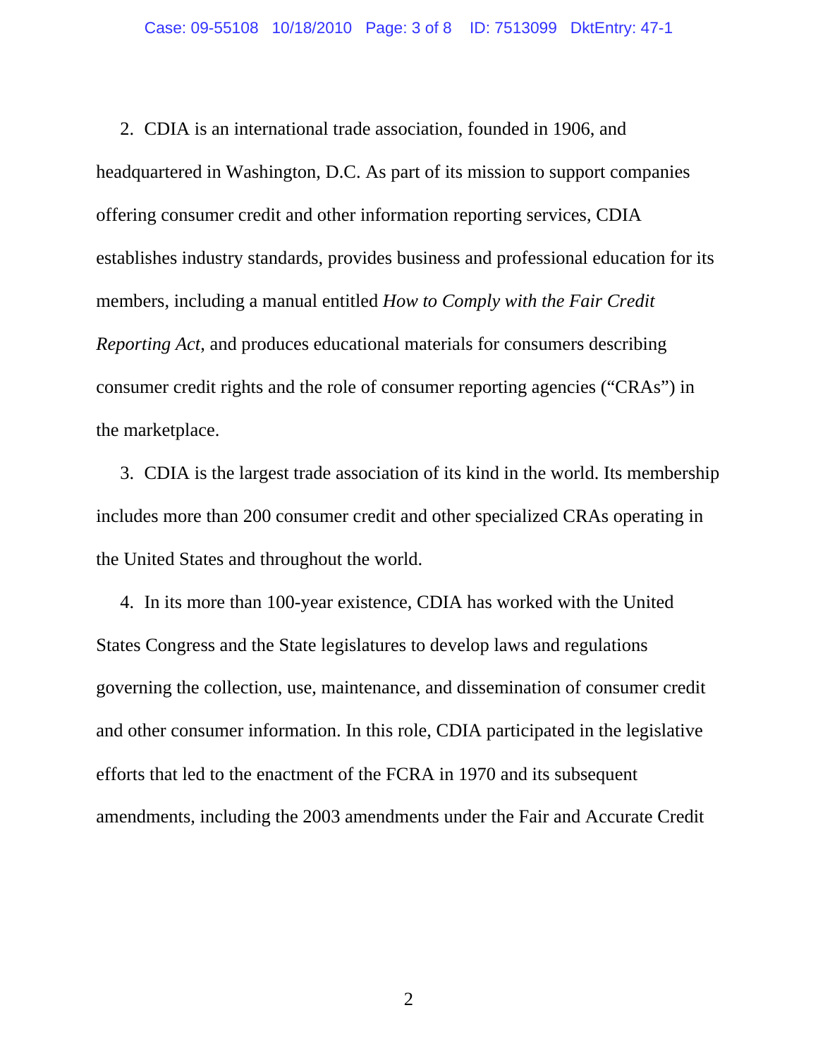2. CDIA is an international trade association, founded in 1906, and headquartered in Washington, D.C. As part of its mission to support companies offering consumer credit and other information reporting services, CDIA establishes industry standards, provides business and professional education for its members, including a manual entitled *How to Comply with the Fair Credit Reporting Act*, and produces educational materials for consumers describing consumer credit rights and the role of consumer reporting agencies ("CRAs") in the marketplace.

3. CDIA is the largest trade association of its kind in the world. Its membership includes more than 200 consumer credit and other specialized CRAs operating in the United States and throughout the world.

4. In its more than 100-year existence, CDIA has worked with the United States Congress and the State legislatures to develop laws and regulations governing the collection, use, maintenance, and dissemination of consumer credit and other consumer information. In this role, CDIA participated in the legislative efforts that led to the enactment of the FCRA in 1970 and its subsequent amendments, including the 2003 amendments under the Fair and Accurate Credit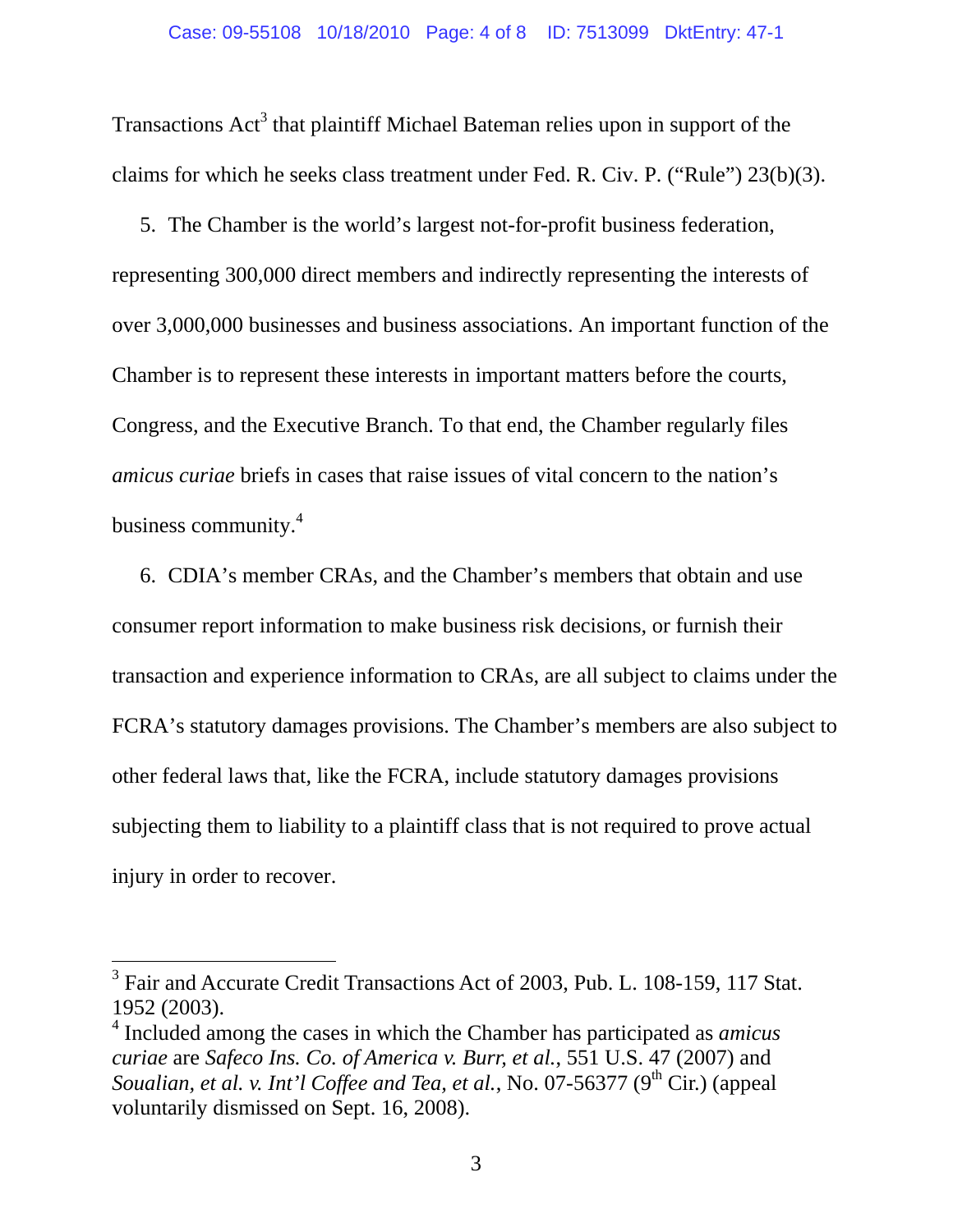Transactions Act[3] that plaintiff Michael Bateman relies upon in support of the claims for which he seeks class treatment under Fed. R. Civ. P. ("Rule") 23(b)(3).

5. The Chamber is the world's largest not-for-profit business federation, representing 300,000 direct members and indirectly representing the interests of over 3,000,000 businesses and business associations. An important function of the Chamber is to represent these interests in important matters before the courts, Congress, and the Executive Branch. To that end, the Chamber regularly files *amicus curiae* briefs in cases that raise issues of vital concern to the nation's business community.[4]

6. CDIA's member CRAs, and the Chamber's members that obtain and use consumer report information to make business risk decisions, or furnish their transaction and experience information to CRAs, are all subject to claims under the FCRA's statutory damages provisions. The Chamber's members are also subject to other federal laws that, like the FCRA, include statutory damages provisions subjecting them to liability to a plaintiff class that is not required to prove actual injury in order to recover.

---

[3] Fair and Accurate Credit Transactions Act of 2003, Pub. L. 108-159, 117 Stat. 1952 (2003).

[4] Included among the cases in which the Chamber has participated as *amicus curiae* are *Safeco Ins. Co. of America v. Burr, et al.*, 551 U.S. 47 (2007) and *Soualian, et al. v. Int'l Coffee and Tea, et al.*, No. 07-56377 (9th Cir.) (appeal voluntarily dismissed on Sept. 16, 2008).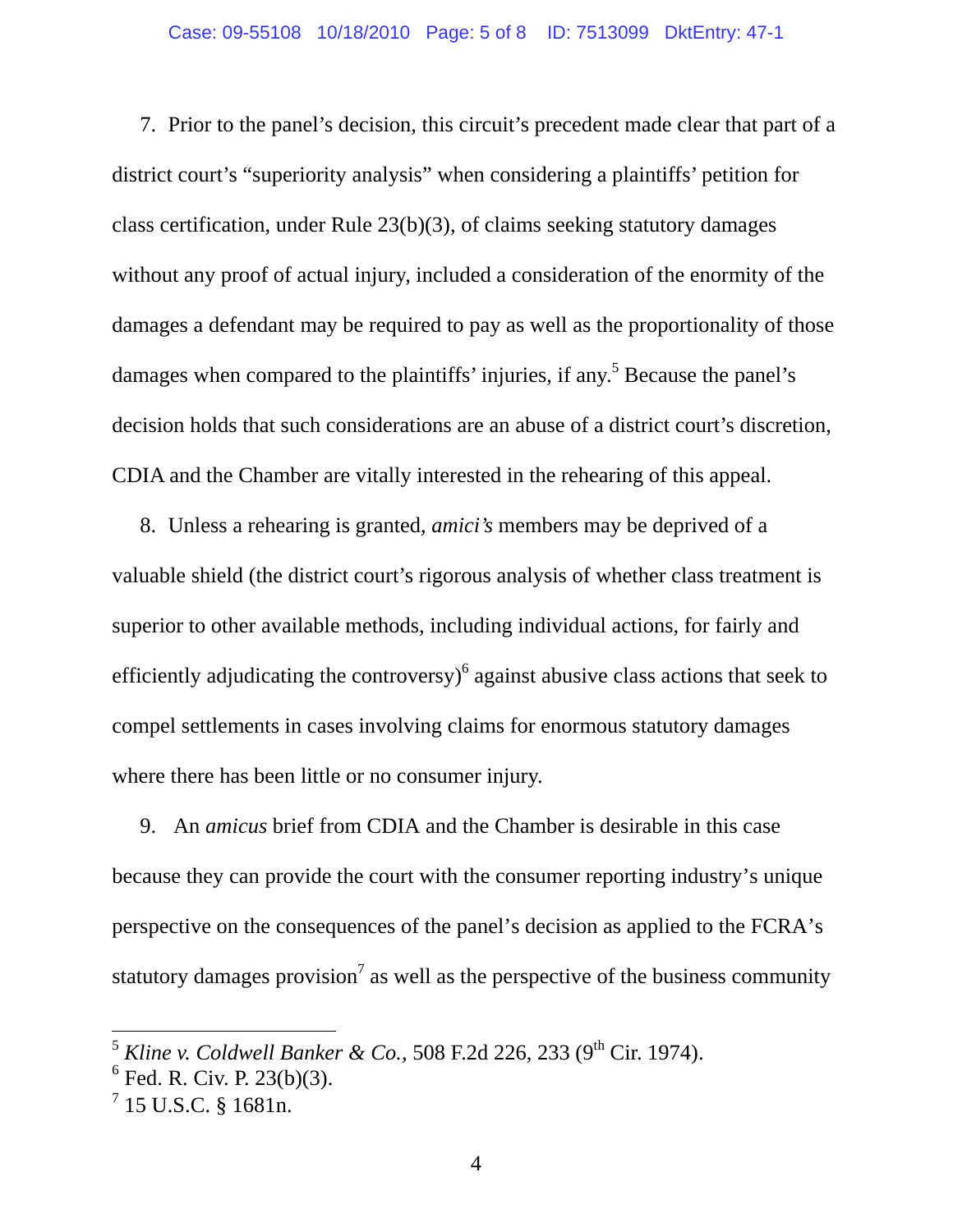7. Prior to the panel's decision, this circuit's precedent made clear that part of a district court's "superiority analysis" when considering a plaintiffs' petition for class certification, under Rule 23(b)(3), of claims seeking statutory damages without any proof of actual injury, included a consideration of the enormity of the damages a defendant may be required to pay as well as the proportionality of those damages when compared to the plaintiffs' injuries, if any.[5] Because the panel's decision holds that such considerations are an abuse of a district court's discretion, CDIA and the Chamber are vitally interested in the rehearing of this appeal.

8. Unless a rehearing is granted, *amici's* members may be deprived of a valuable shield (the district court's rigorous analysis of whether class treatment is superior to other available methods, including individual actions, for fairly and efficiently adjudicating the controversy)[6] against abusive class actions that seek to compel settlements in cases involving claims for enormous statutory damages where there has been little or no consumer injury.

9. An *amicus* brief from CDIA and the Chamber is desirable in this case because they can provide the court with the consumer reporting industry's unique perspective on the consequences of the panel's decision as applied to the FCRA's statutory damages provision[7] as well as the perspective of the business community

---

[5] *Kline v. Coldwell Banker & Co.*, 508 F.2d 226, 233 (9th Cir. 1974).

[6] Fed. R. Civ. P. 23(b)(3).

[7] 15 U.S.C. § 1681n.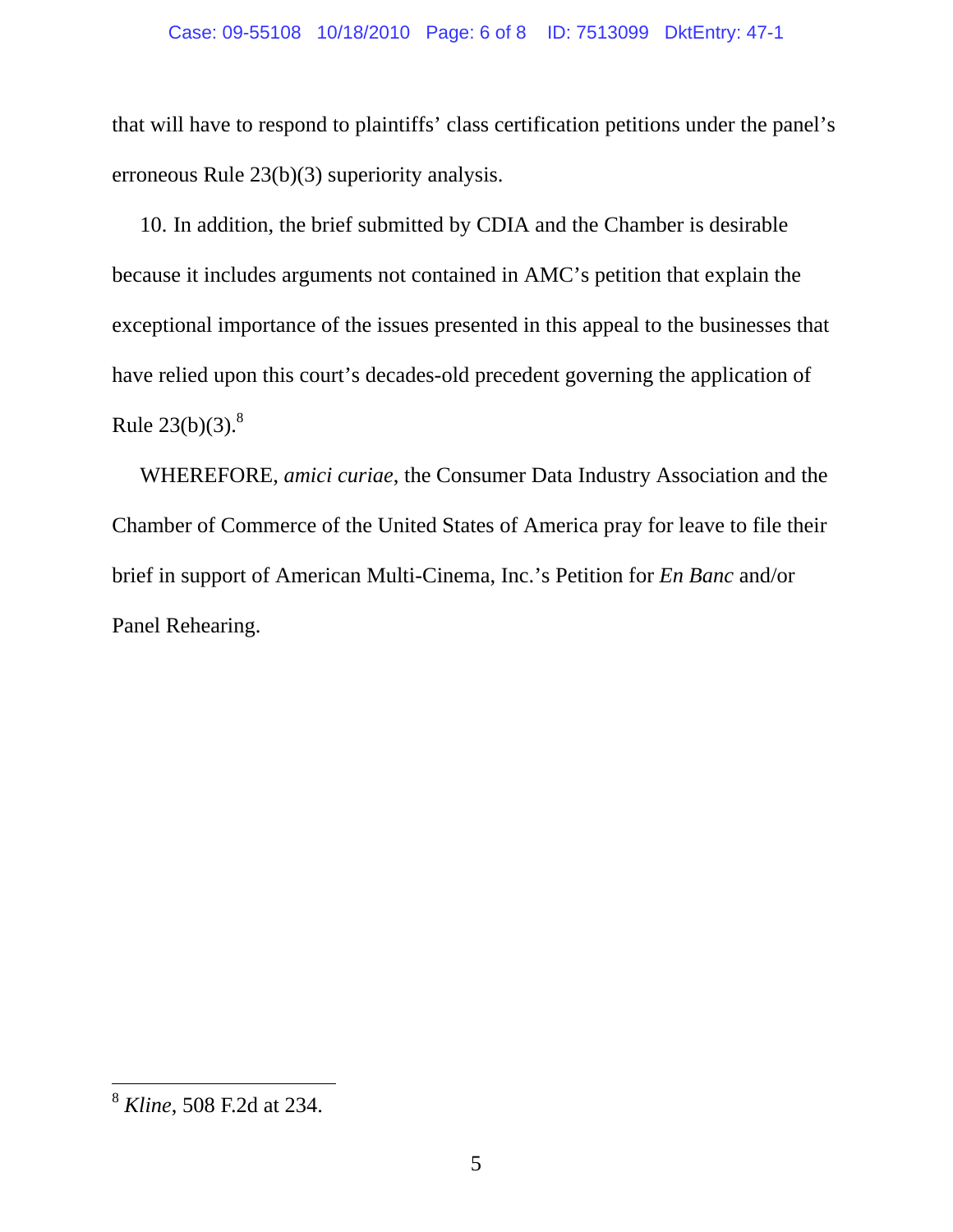that will have to respond to plaintiffs' class certification petitions under the panel's erroneous Rule 23(b)(3) superiority analysis.

10. In addition, the brief submitted by CDIA and the Chamber is desirable because it includes arguments not contained in AMC's petition that explain the exceptional importance of the issues presented in this appeal to the businesses that have relied upon this court's decades-old precedent governing the application of Rule 23(b)(3).[8]

WHEREFORE, *amici curiae*, the Consumer Data Industry Association and the Chamber of Commerce of the United States of America pray for leave to file their brief in support of American Multi-Cinema, Inc.'s Petition for *En Banc* and/or Panel Rehearing.

---

[8] *Kline*, 508 F.2d at 234.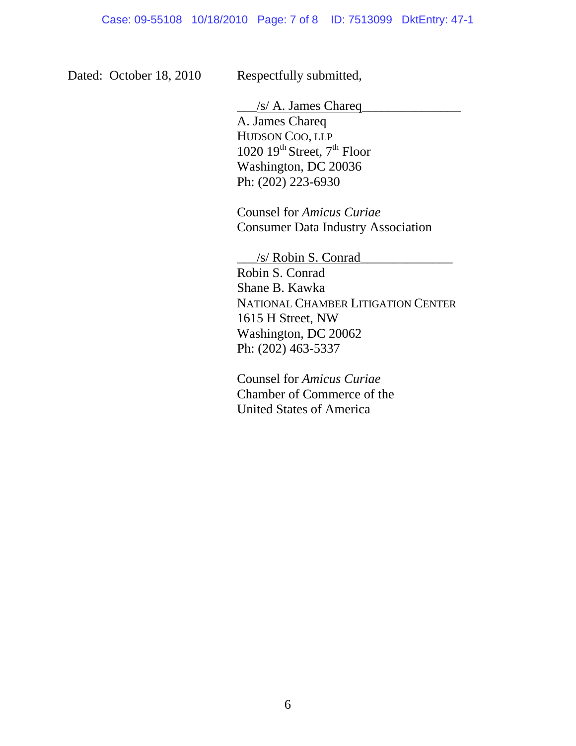Dated: October 18, 2010

Respectfully submitted,

/s/ A. James Chareq
A. James Chareq
HUDSON COO, LLP
1020 19th Street, 7th Floor
Washington, DC 20036
Ph: (202) 223-6930

Counsel for *Amicus Curiae*
Consumer Data Industry Association

/s/ Robin S. Conrad
Robin S. Conrad
Shane B. Kawka
NATIONAL CHAMBER LITIGATION CENTER
1615 H Street, NW
Washington, DC 20062
Ph: (202) 463-5337

Counsel for *Amicus Curiae*
Chamber of Commerce of the
United States of America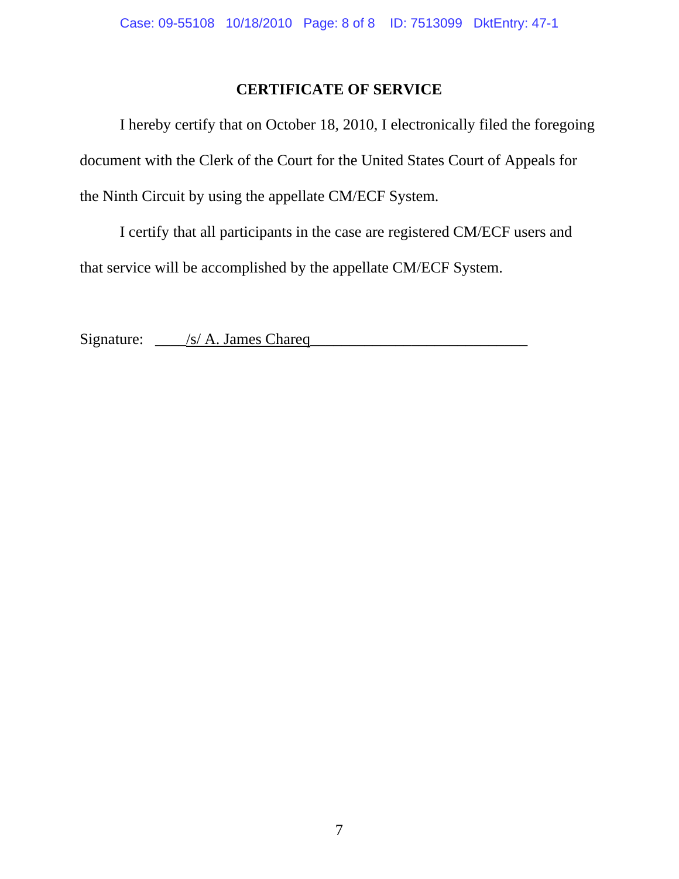## CERTIFICATE OF SERVICE

I hereby certify that on October 18, 2010, I electronically filed the foregoing document with the Clerk of the Court for the United States Court of Appeals for the Ninth Circuit by using the appellate CM/ECF System.

I certify that all participants in the case are registered CM/ECF users and that service will be accomplished by the appellate CM/ECF System.

Signature: ____/s/ A. James Chareq____________________________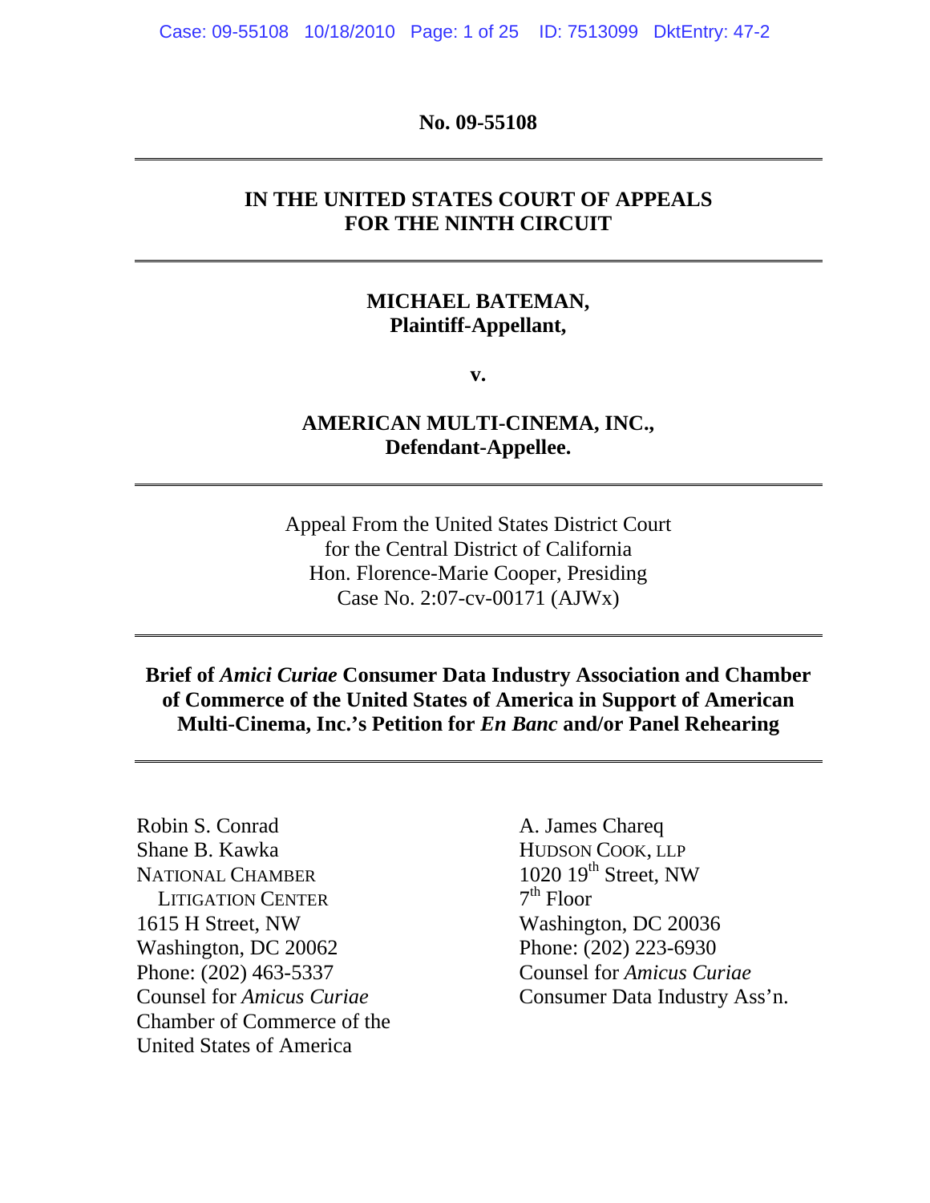**No. 09-55108**

---

**IN THE UNITED STATES COURT OF APPEALS**
**FOR THE NINTH CIRCUIT**

---

**MICHAEL BATEMAN,**
**Plaintiff-Appellant,**

**v.**

**AMERICAN MULTI-CINEMA, INC.,**
**Defendant-Appellee.**

---

Appeal From the United States District Court
for the Central District of California
Hon. Florence-Marie Cooper, Presiding
Case No. 2:07-cv-00171 (AJWx)

---

**Brief of *Amici Curiae* Consumer Data Industry Association and Chamber of Commerce of the United States of America in Support of American Multi-Cinema, Inc.'s Petition for *En Banc* and/or Panel Rehearing**

---

Robin S. Conrad
Shane B. Kawka
NATIONAL CHAMBER
LITIGATION CENTER
1615 H Street, NW
Washington, DC 20062
Phone: (202) 463-5337
Counsel for *Amicus Curiae*
Chamber of Commerce of the
United States of America

A. James Chareq
HUDSON COOK, LLP
1020 19th Street, NW
7th Floor
Washington, DC 20036
Phone: (202) 223-6930
Counsel for *Amicus Curiae*
Consumer Data Industry Ass'n.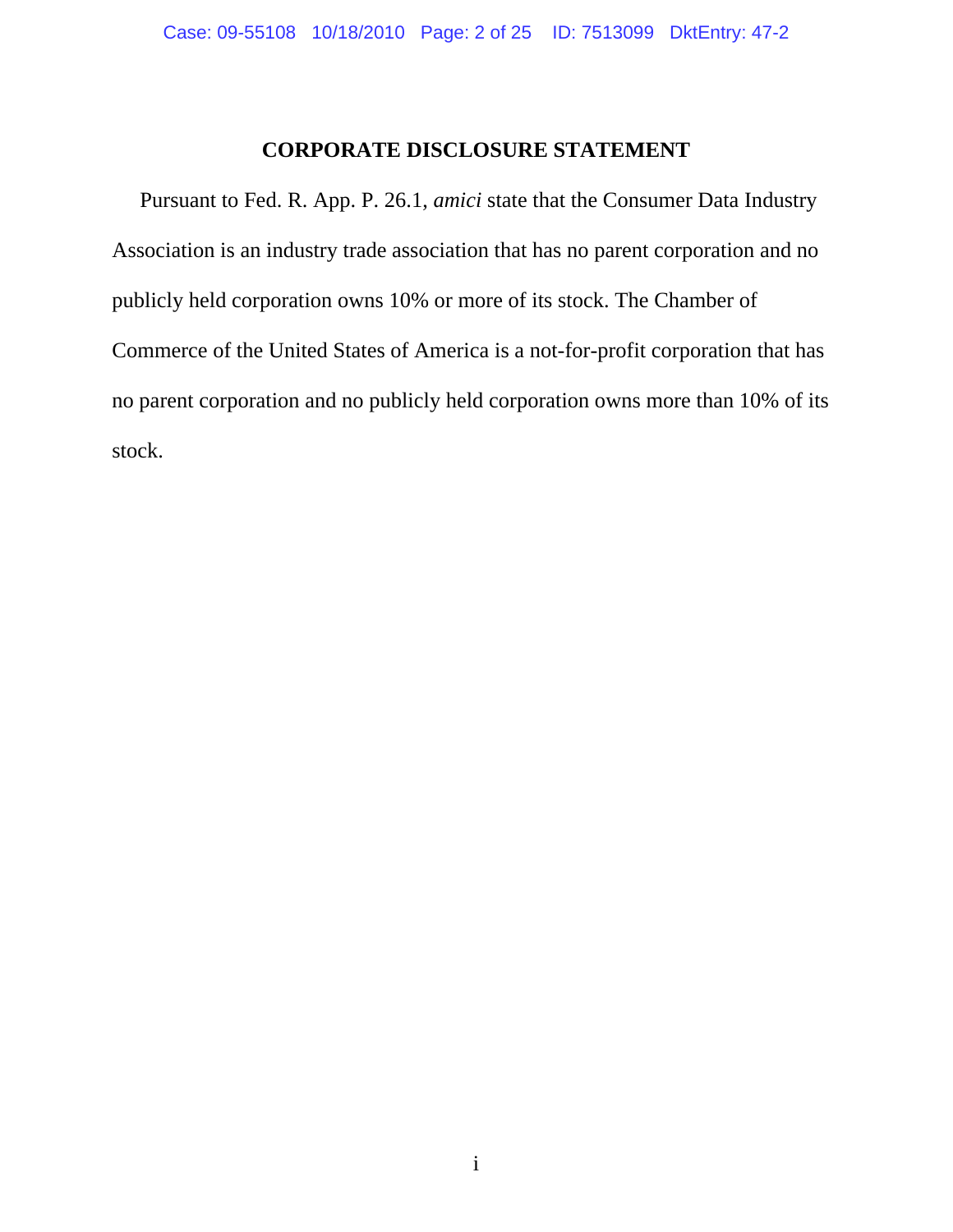## CORPORATE DISCLOSURE STATEMENT

Pursuant to Fed. R. App. P. 26.1, *amici* state that the Consumer Data Industry Association is an industry trade association that has no parent corporation and no publicly held corporation owns 10% or more of its stock. The Chamber of Commerce of the United States of America is a not-for-profit corporation that has no parent corporation and no publicly held corporation owns more than 10% of its stock.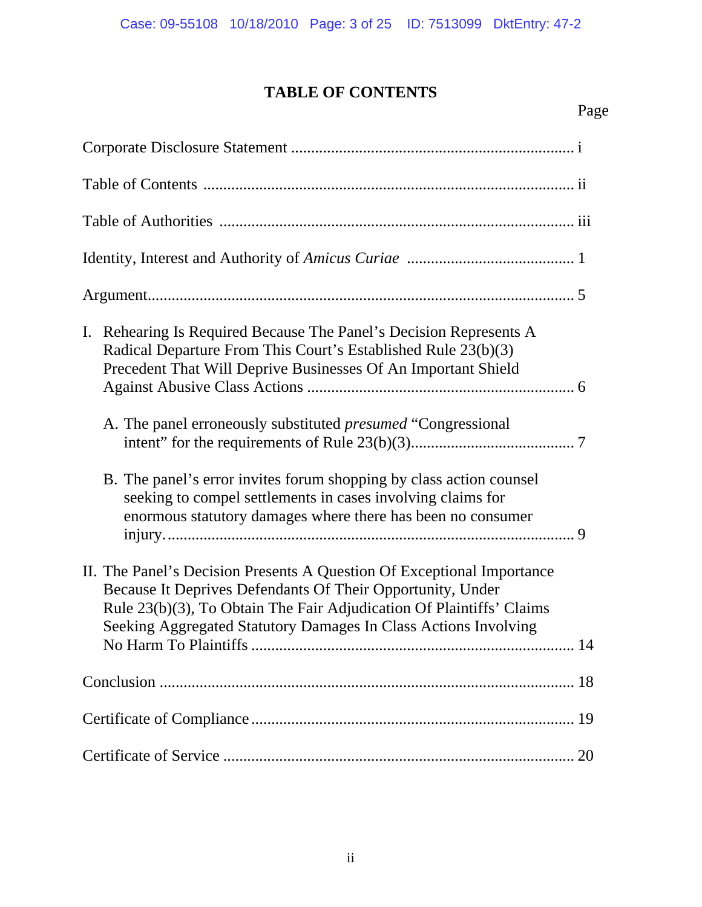# TABLE OF CONTENTS

Page

Corporate Disclosure Statement ..................................................................... i

Table of Contents .......................................................................................... ii

Table of Authorities ....................................................................................... iii

Identity, Interest and Authority of *Amicus Curiae* ......................................... 1

Argument........................................................................................................ 5

I. Rehearing Is Required Because The Panel's Decision Represents A Radical Departure From This Court's Established Rule 23(b)(3) Precedent That Will Deprive Businesses Of An Important Shield Against Abusive Class Actions .................................................................. 6

   A. The panel erroneously substituted *presumed* "Congressional intent" for the requirements of Rule 23(b)(3)........................................ 7

   B. The panel's error invites forum shopping by class action counsel seeking to compel settlements in cases involving claims for enormous statutory damages where there has been no consumer injury...................................................................................................... 9

II. The Panel's Decision Presents A Question Of Exceptional Importance Because It Deprives Defendants Of Their Opportunity, Under Rule 23(b)(3), To Obtain The Fair Adjudication Of Plaintiffs' Claims Seeking Aggregated Statutory Damages In Class Actions Involving No Harm To Plaintiffs ................................................................................ 14

Conclusion ...................................................................................................... 18

Certificate of Compliance................................................................................ 19

Certificate of Service ...................................................................................... 20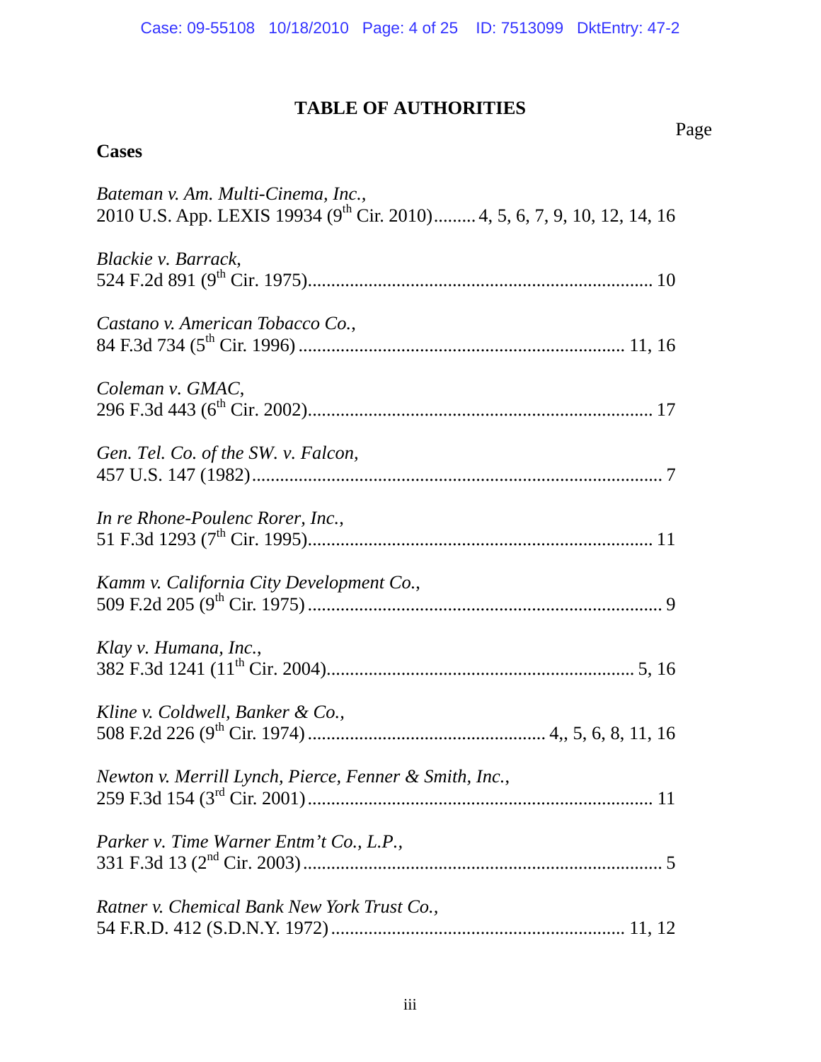# TABLE OF AUTHORITIES

Page

**Cases**

*Bateman v. Am. Multi-Cinema, Inc.*,
2010 U.S. App. LEXIS 19934 (9th Cir. 2010) ......... 4, 5, 6, 7, 9, 10, 12, 14, 16

*Blackie v. Barrack*,
524 F.2d 891 (9th Cir. 1975) ......... 10

*Castano v. American Tobacco Co.*,
84 F.3d 734 (5th Cir. 1996) ......... 11, 16

*Coleman v. GMAC*,
296 F.3d 443 (6th Cir. 2002) ......... 17

*Gen. Tel. Co. of the SW. v. Falcon*,
457 U.S. 147 (1982) ......... 7

*In re Rhone-Poulenc Rorer, Inc.*,
51 F.3d 1293 (7th Cir. 1995) ......... 11

*Kamm v. California City Development Co.*,
509 F.2d 205 (9th Cir. 1975) ......... 9

*Klay v. Humana, Inc.*,
382 F.3d 1241 (11th Cir. 2004) ......... 5, 16

*Kline v. Coldwell, Banker & Co.*,
508 F.2d 226 (9th Cir. 1974) ......... 4,, 5, 6, 8, 11, 16

*Newton v. Merrill Lynch, Pierce, Fenner & Smith, Inc.*,
259 F.3d 154 (3rd Cir. 2001) ......... 11

*Parker v. Time Warner Entm't Co., L.P.*,
331 F.3d 13 (2nd Cir. 2003) ......... 5

*Ratner v. Chemical Bank New York Trust Co.*,
54 F.R.D. 412 (S.D.N.Y. 1972) ......... 11, 12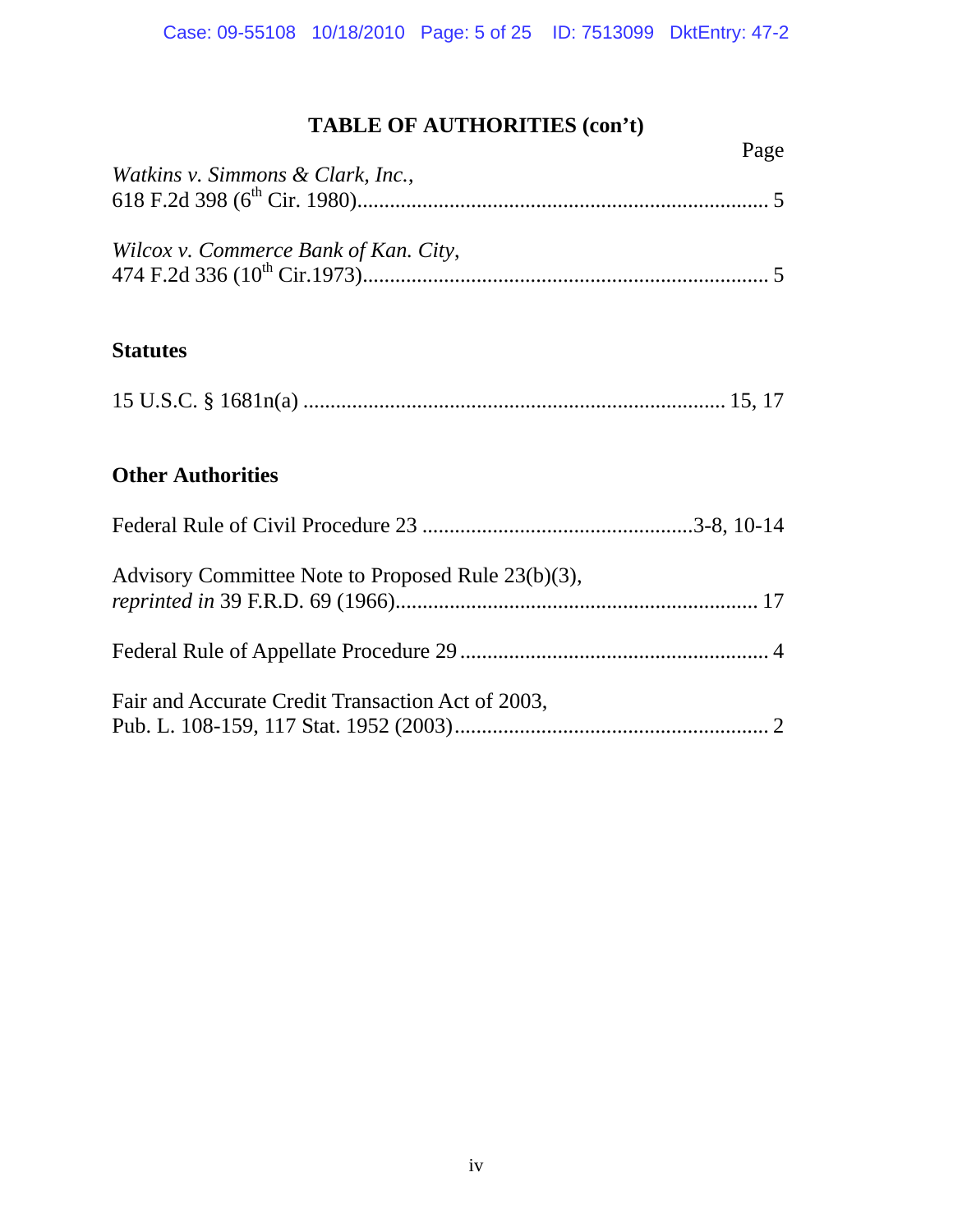## TABLE OF AUTHORITIES (con't)

Page

*Watkins v. Simmons & Clark, Inc.*,
618 F.2d 398 (6th Cir. 1980)........................................................................... 5

*Wilcox v. Commerce Bank of Kan. City*,
474 F.2d 336 (10th Cir.1973).......................................................................... 5

### Statutes

15 U.S.C. § 1681n(a) ............................................................................. 15, 17

### Other Authorities

Federal Rule of Civil Procedure 23 ..................................................3-8, 10-14

Advisory Committee Note to Proposed Rule 23(b)(3),
*reprinted in* 39 F.R.D. 69 (1966).................................................................. 17

Federal Rule of Appellate Procedure 29 ........................................................ 4

Fair and Accurate Credit Transaction Act of 2003,
Pub. L. 108-159, 117 Stat. 1952 (2003).......................................................... 2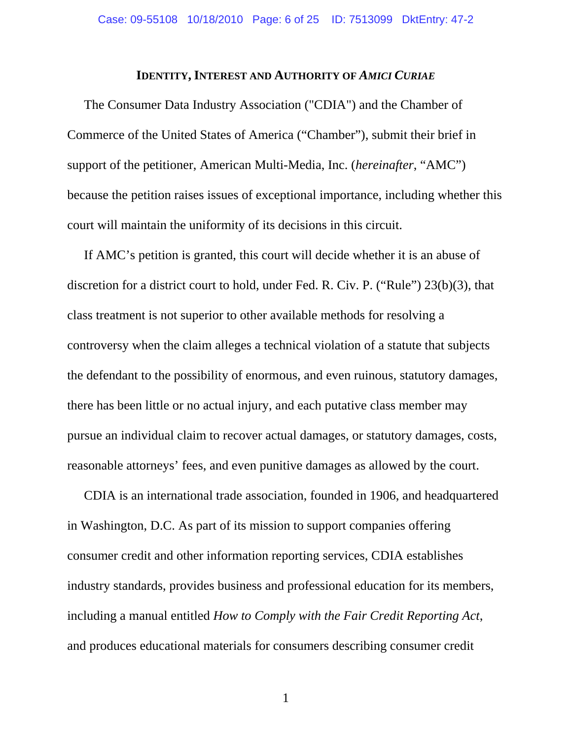## IDENTITY, INTEREST AND AUTHORITY OF *AMICI CURIAE*

The Consumer Data Industry Association ("CDIA") and the Chamber of Commerce of the United States of America ("Chamber"), submit their brief in support of the petitioner, American Multi-Media, Inc. (*hereinafter*, "AMC") because the petition raises issues of exceptional importance, including whether this court will maintain the uniformity of its decisions in this circuit.

If AMC's petition is granted, this court will decide whether it is an abuse of discretion for a district court to hold, under Fed. R. Civ. P. ("Rule") 23(b)(3), that class treatment is not superior to other available methods for resolving a controversy when the claim alleges a technical violation of a statute that subjects the defendant to the possibility of enormous, and even ruinous, statutory damages, there has been little or no actual injury, and each putative class member may pursue an individual claim to recover actual damages, or statutory damages, costs, reasonable attorneys' fees, and even punitive damages as allowed by the court.

CDIA is an international trade association, founded in 1906, and headquartered in Washington, D.C. As part of its mission to support companies offering consumer credit and other information reporting services, CDIA establishes industry standards, provides business and professional education for its members, including a manual entitled *How to Comply with the Fair Credit Reporting Act*, and produces educational materials for consumers describing consumer credit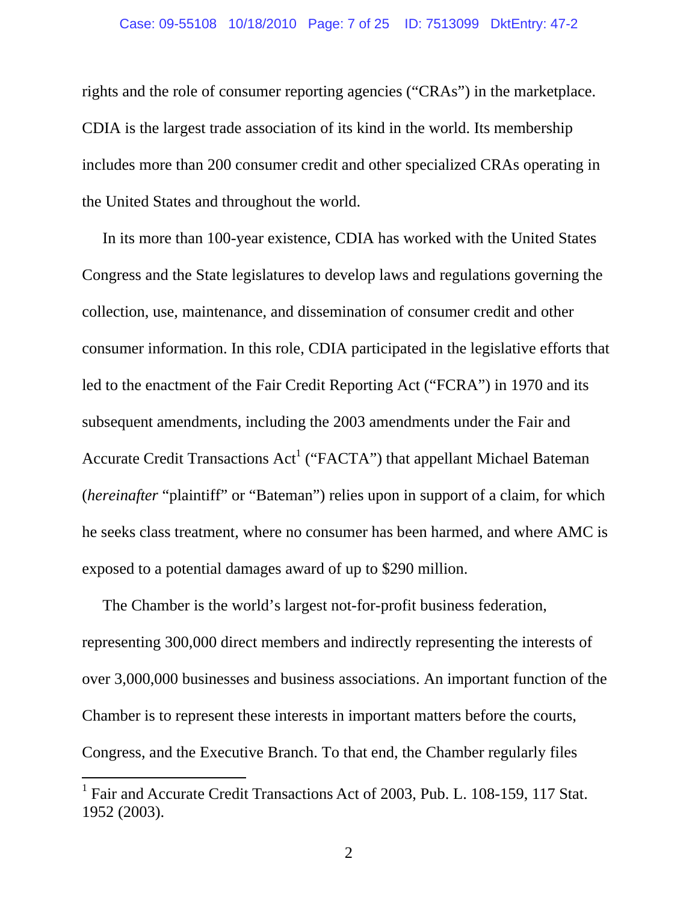rights and the role of consumer reporting agencies ("CRAs") in the marketplace. CDIA is the largest trade association of its kind in the world. Its membership includes more than 200 consumer credit and other specialized CRAs operating in the United States and throughout the world.

In its more than 100-year existence, CDIA has worked with the United States Congress and the State legislatures to develop laws and regulations governing the collection, use, maintenance, and dissemination of consumer credit and other consumer information. In this role, CDIA participated in the legislative efforts that led to the enactment of the Fair Credit Reporting Act ("FCRA") in 1970 and its subsequent amendments, including the 2003 amendments under the Fair and Accurate Credit Transactions Act[1] ("FACTA") that appellant Michael Bateman (*hereinafter* "plaintiff" or "Bateman") relies upon in support of a claim, for which he seeks class treatment, where no consumer has been harmed, and where AMC is exposed to a potential damages award of up to $290 million.

The Chamber is the world's largest not-for-profit business federation, representing 300,000 direct members and indirectly representing the interests of over 3,000,000 businesses and business associations. An important function of the Chamber is to represent these interests in important matters before the courts, Congress, and the Executive Branch. To that end, the Chamber regularly files

[1] Fair and Accurate Credit Transactions Act of 2003, Pub. L. 108-159, 117 Stat. 1952 (2003).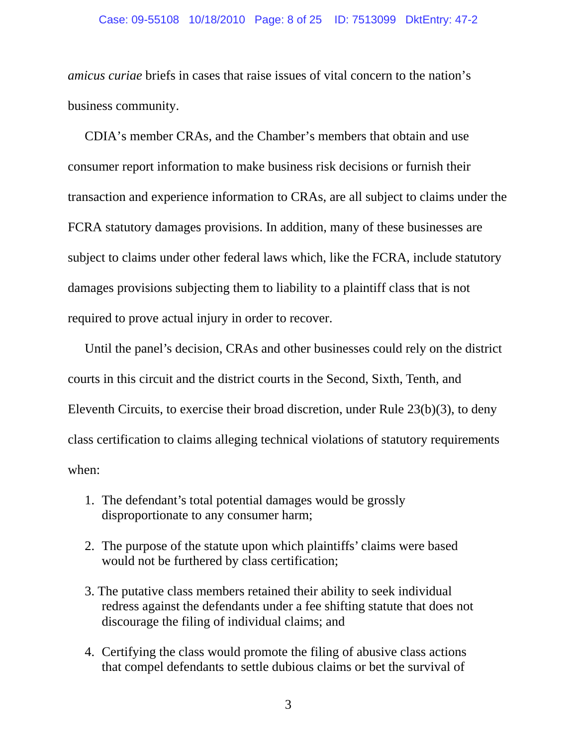*amicus curiae* briefs in cases that raise issues of vital concern to the nation's business community.

CDIA's member CRAs, and the Chamber's members that obtain and use consumer report information to make business risk decisions or furnish their transaction and experience information to CRAs, are all subject to claims under the FCRA statutory damages provisions. In addition, many of these businesses are subject to claims under other federal laws which, like the FCRA, include statutory damages provisions subjecting them to liability to a plaintiff class that is not required to prove actual injury in order to recover.

Until the panel's decision, CRAs and other businesses could rely on the district courts in this circuit and the district courts in the Second, Sixth, Tenth, and Eleventh Circuits, to exercise their broad discretion, under Rule 23(b)(3), to deny class certification to claims alleging technical violations of statutory requirements when:

1. The defendant's total potential damages would be grossly disproportionate to any consumer harm;
2. The purpose of the statute upon which plaintiffs' claims were based would not be furthered by class certification;
3. The putative class members retained their ability to seek individual redress against the defendants under a fee shifting statute that does not discourage the filing of individual claims; and
4. Certifying the class would promote the filing of abusive class actions that compel defendants to settle dubious claims or bet the survival of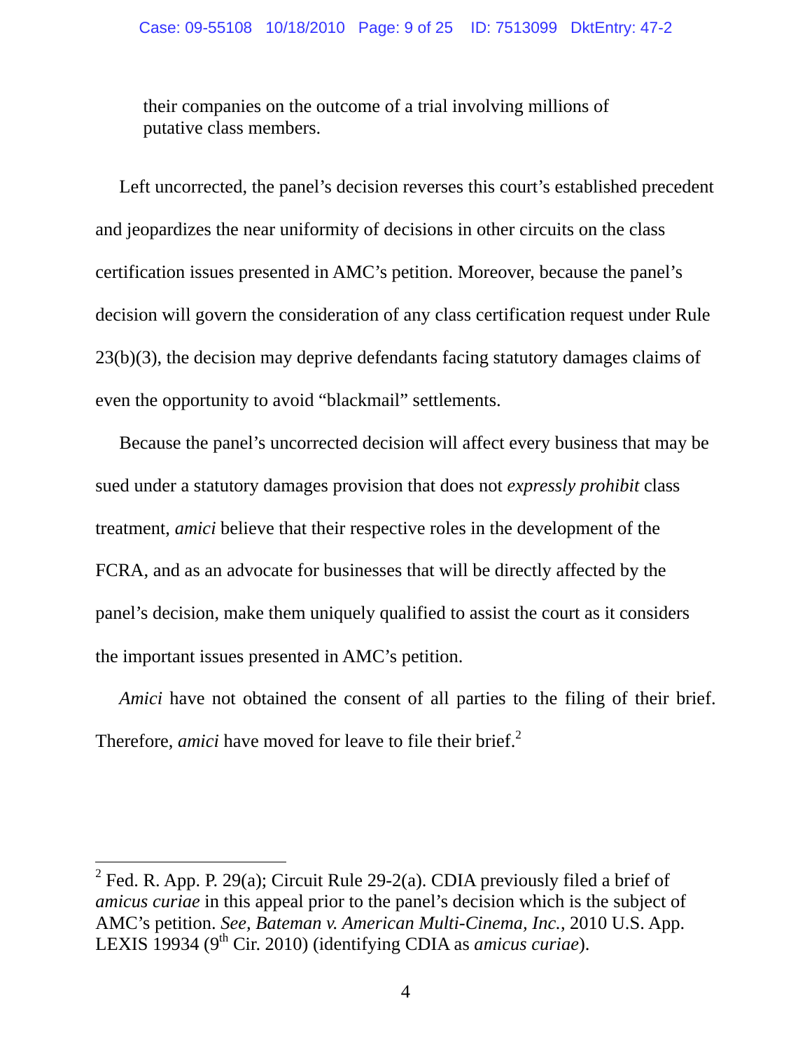their companies on the outcome of a trial involving millions of putative class members.

Left uncorrected, the panel's decision reverses this court's established precedent and jeopardizes the near uniformity of decisions in other circuits on the class certification issues presented in AMC's petition. Moreover, because the panel's decision will govern the consideration of any class certification request under Rule 23(b)(3), the decision may deprive defendants facing statutory damages claims of even the opportunity to avoid "blackmail" settlements.

Because the panel's uncorrected decision will affect every business that may be sued under a statutory damages provision that does not *expressly prohibit* class treatment, *amici* believe that their respective roles in the development of the FCRA, and as an advocate for businesses that will be directly affected by the panel's decision, make them uniquely qualified to assist the court as it considers the important issues presented in AMC's petition.

*Amici* have not obtained the consent of all parties to the filing of their brief. Therefore, *amici* have moved for leave to file their brief.[2]

---

[2] Fed. R. App. P. 29(a); Circuit Rule 29-2(a). CDIA previously filed a brief of *amicus curiae* in this appeal prior to the panel's decision which is the subject of AMC's petition. *See, Bateman v. American Multi-Cinema, Inc.*, 2010 U.S. App. LEXIS 19934 (9th Cir. 2010) (identifying CDIA as *amicus curiae*).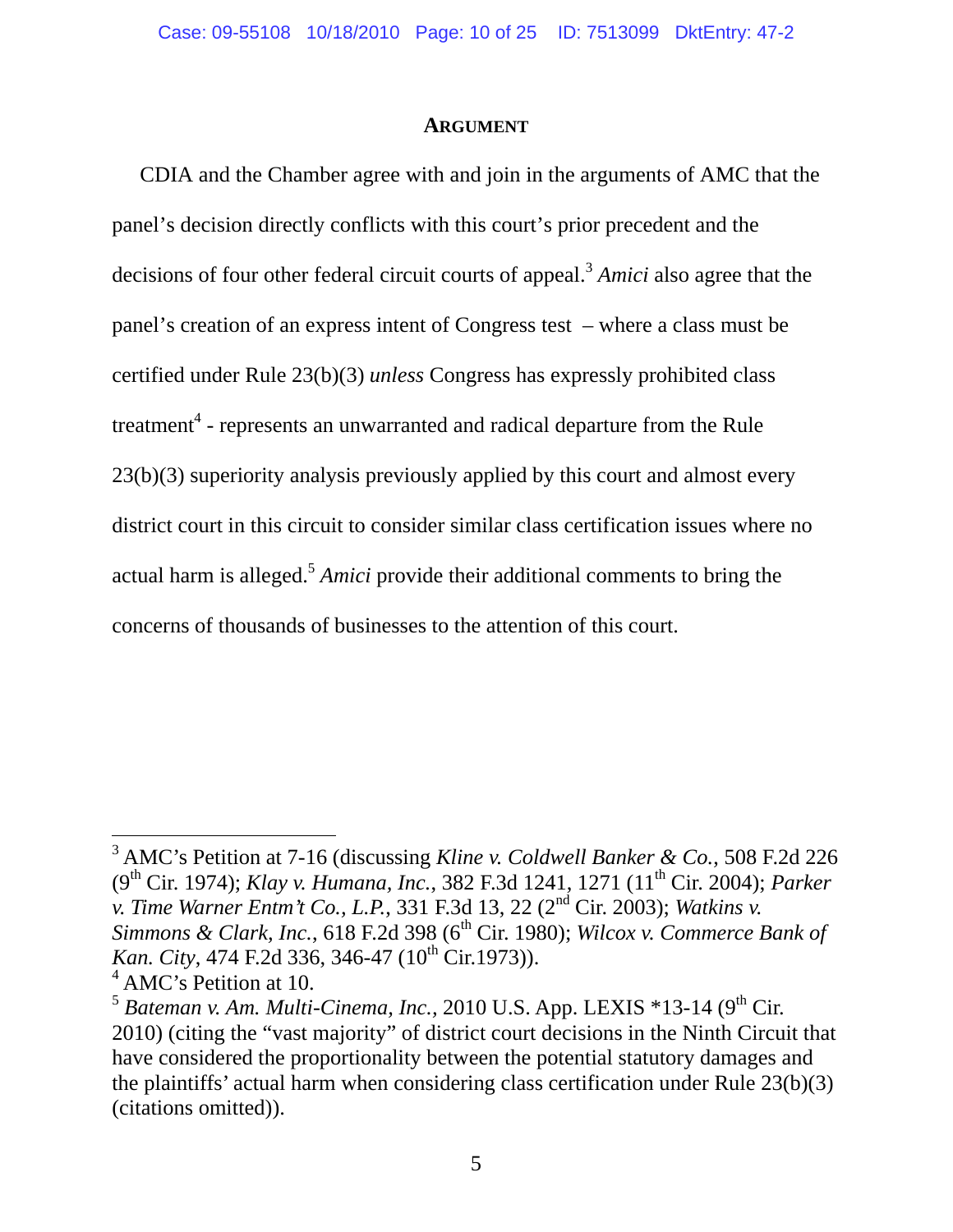## ARGUMENT

CDIA and the Chamber agree with and join in the arguments of AMC that the panel's decision directly conflicts with this court's prior precedent and the decisions of four other federal circuit courts of appeal.[3] *Amici* also agree that the panel's creation of an express intent of Congress test – where a class must be certified under Rule 23(b)(3) *unless* Congress has expressly prohibited class treatment[4] - represents an unwarranted and radical departure from the Rule 23(b)(3) superiority analysis previously applied by this court and almost every district court in this circuit to consider similar class certification issues where no actual harm is alleged.[5] *Amici* provide their additional comments to bring the concerns of thousands of businesses to the attention of this court.

---

[3] AMC's Petition at 7-16 (discussing *Kline v. Coldwell Banker & Co.*, 508 F.2d 226 (9th Cir. 1974); *Klay v. Humana, Inc.*, 382 F.3d 1241, 1271 (11th Cir. 2004); *Parker v. Time Warner Entm't Co., L.P.*, 331 F.3d 13, 22 (2nd Cir. 2003); *Watkins v. Simmons & Clark, Inc.*, 618 F.2d 398 (6th Cir. 1980); *Wilcox v. Commerce Bank of Kan. City*, 474 F.2d 336, 346-47 (10th Cir.1973)).

[4] AMC's Petition at 10.

[5] *Bateman v. Am. Multi-Cinema, Inc.*, 2010 U.S. App. LEXIS *13-14 (9th Cir. 2010) (citing the "vast majority" of district court decisions in the Ninth Circuit that have considered the proportionality between the potential statutory damages and the plaintiffs' actual harm when considering class certification under Rule 23(b)(3) (citations omitted)).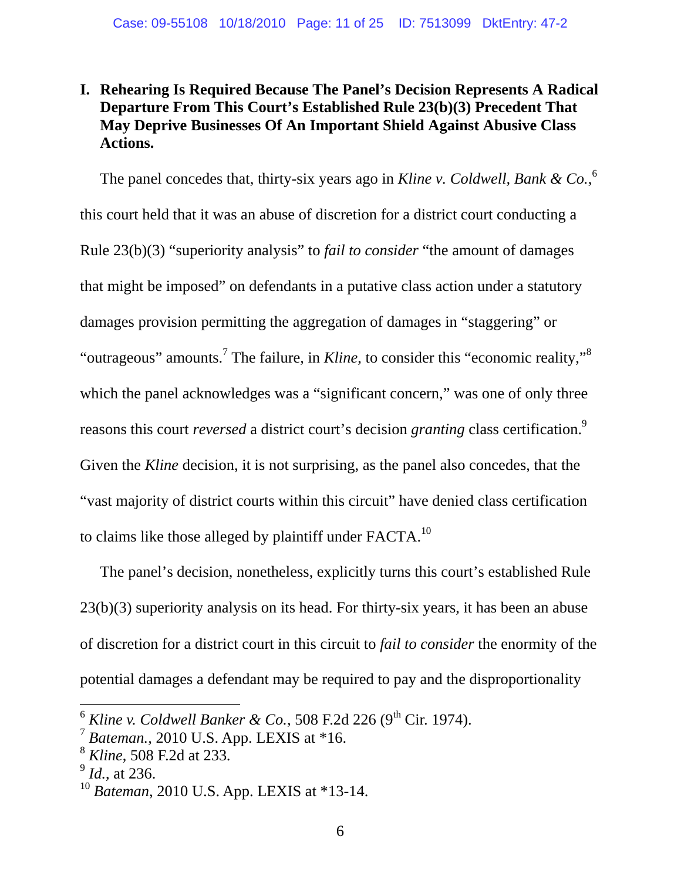## I. Rehearing Is Required Because The Panel's Decision Represents A Radical Departure From This Court's Established Rule 23(b)(3) Precedent That May Deprive Businesses Of An Important Shield Against Abusive Class Actions.

The panel concedes that, thirty-six years ago in *Kline v. Coldwell, Bank & Co.*,[6] this court held that it was an abuse of discretion for a district court conducting a Rule 23(b)(3) "superiority analysis" to *fail to consider* "the amount of damages that might be imposed" on defendants in a putative class action under a statutory damages provision permitting the aggregation of damages in "staggering" or "outrageous" amounts.[7] The failure, in *Kline*, to consider this "economic reality,"[8] which the panel acknowledges was a "significant concern," was one of only three reasons this court *reversed* a district court's decision *granting* class certification.[9] Given the *Kline* decision, it is not surprising, as the panel also concedes, that the "vast majority of district courts within this circuit" have denied class certification to claims like those alleged by plaintiff under FACTA.[10]

The panel's decision, nonetheless, explicitly turns this court's established Rule 23(b)(3) superiority analysis on its head. For thirty-six years, it has been an abuse of discretion for a district court in this circuit to *fail to consider* the enormity of the potential damages a defendant may be required to pay and the disproportionality

---

[6] *Kline v. Coldwell Banker & Co.*, 508 F.2d 226 (9th Cir. 1974).

[7] *Bateman.*, 2010 U.S. App. LEXIS at *16.

[8] *Kline*, 508 F.2d at 233.

[9] *Id.*, at 236.

[10] *Bateman*, 2010 U.S. App. LEXIS at *13-14.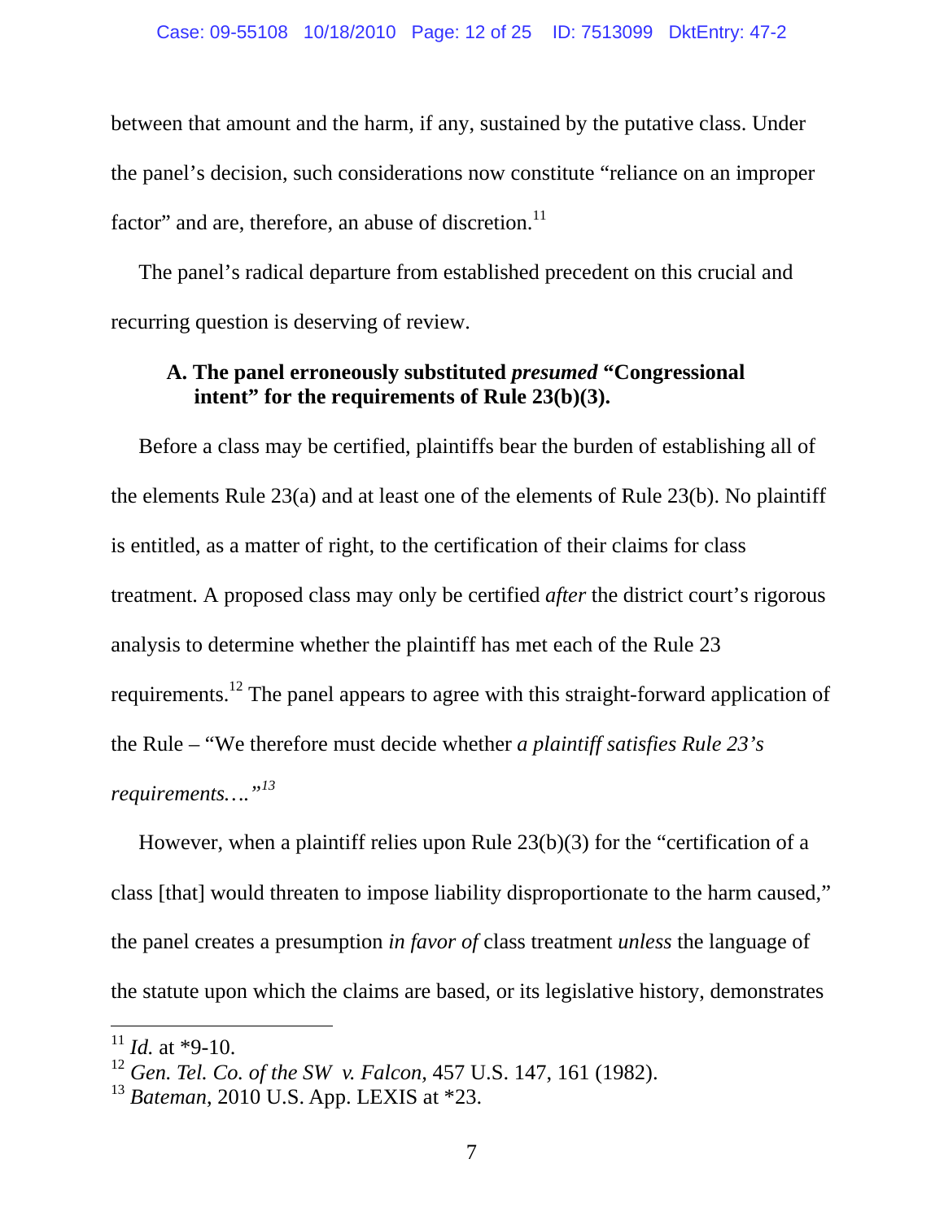between that amount and the harm, if any, sustained by the putative class. Under the panel's decision, such considerations now constitute "reliance on an improper factor" and are, therefore, an abuse of discretion.[11]

The panel's radical departure from established precedent on this crucial and recurring question is deserving of review.

### A. The panel erroneously substituted *presumed* "Congressional intent" for the requirements of Rule 23(b)(3).

Before a class may be certified, plaintiffs bear the burden of establishing all of the elements Rule 23(a) and at least one of the elements of Rule 23(b). No plaintiff is entitled, as a matter of right, to the certification of their claims for class treatment. A proposed class may only be certified *after* the district court's rigorous analysis to determine whether the plaintiff has met each of the Rule 23 requirements.[12] The panel appears to agree with this straight-forward application of the Rule – "We therefore must decide whether *a plaintiff satisfies Rule 23's requirements….*"[13]

However, when a plaintiff relies upon Rule 23(b)(3) for the "certification of a class [that] would threaten to impose liability disproportionate to the harm caused," the panel creates a presumption *in favor of* class treatment *unless* the language of the statute upon which the claims are based, or its legislative history, demonstrates

---

[11] *Id.* at *9-10.

[12] *Gen. Tel. Co. of the SW v. Falcon*, 457 U.S. 147, 161 (1982).

[13] *Bateman*, 2010 U.S. App. LEXIS at *23.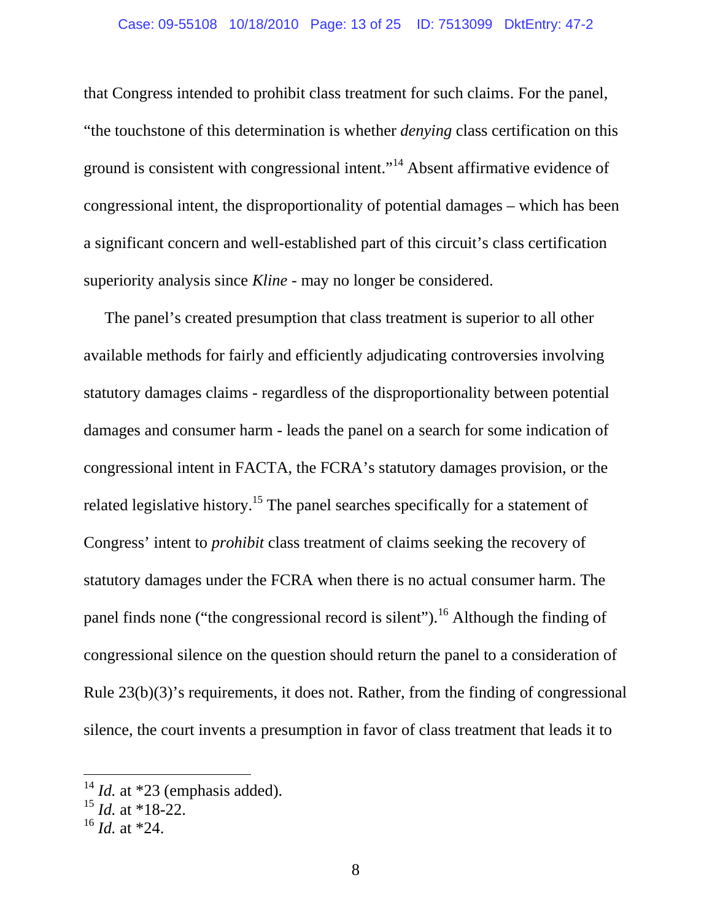that Congress intended to prohibit class treatment for such claims. For the panel, "the touchstone of this determination is whether *denying* class certification on this ground is consistent with congressional intent."[14] Absent affirmative evidence of congressional intent, the disproportionality of potential damages – which has been a significant concern and well-established part of this circuit's class certification superiority analysis since *Kline* - may no longer be considered.

The panel's created presumption that class treatment is superior to all other available methods for fairly and efficiently adjudicating controversies involving statutory damages claims - regardless of the disproportionality between potential damages and consumer harm - leads the panel on a search for some indication of congressional intent in FACTA, the FCRA's statutory damages provision, or the related legislative history.[15] The panel searches specifically for a statement of Congress' intent to *prohibit* class treatment of claims seeking the recovery of statutory damages under the FCRA when there is no actual consumer harm. The panel finds none ("the congressional record is silent").[16] Although the finding of congressional silence on the question should return the panel to a consideration of Rule 23(b)(3)'s requirements, it does not. Rather, from the finding of congressional silence, the court invents a presumption in favor of class treatment that leads it to

---

[14] *Id.* at *23 (emphasis added).

[15] *Id.* at *18-22.

[16] *Id.* at *24.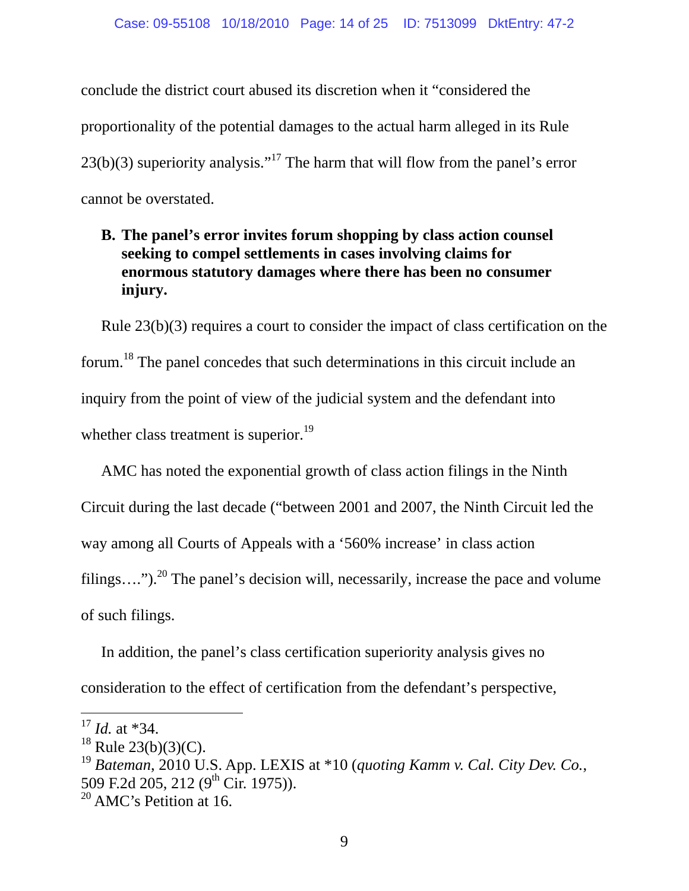conclude the district court abused its discretion when it "considered the proportionality of the potential damages to the actual harm alleged in its Rule 23(b)(3) superiority analysis."[17] The harm that will flow from the panel's error cannot be overstated.

**B. The panel's error invites forum shopping by class action counsel seeking to compel settlements in cases involving claims for enormous statutory damages where there has been no consumer injury.**

Rule 23(b)(3) requires a court to consider the impact of class certification on the forum.[18] The panel concedes that such determinations in this circuit include an inquiry from the point of view of the judicial system and the defendant into whether class treatment is superior.[19]

AMC has noted the exponential growth of class action filings in the Ninth Circuit during the last decade ("between 2001 and 2007, the Ninth Circuit led the way among all Courts of Appeals with a '560% increase' in class action filings….").[20] The panel's decision will, necessarily, increase the pace and volume of such filings.

In addition, the panel's class certification superiority analysis gives no consideration to the effect of certification from the defendant's perspective,

---

[17] *Id.* at *34.

[18] Rule 23(b)(3)(C).

[19] *Bateman*, 2010 U.S. App. LEXIS at *10 (*quoting Kamm v. Cal. City Dev. Co.*, 509 F.2d 205, 212 (9th Cir. 1975)).

[20] AMC's Petition at 16.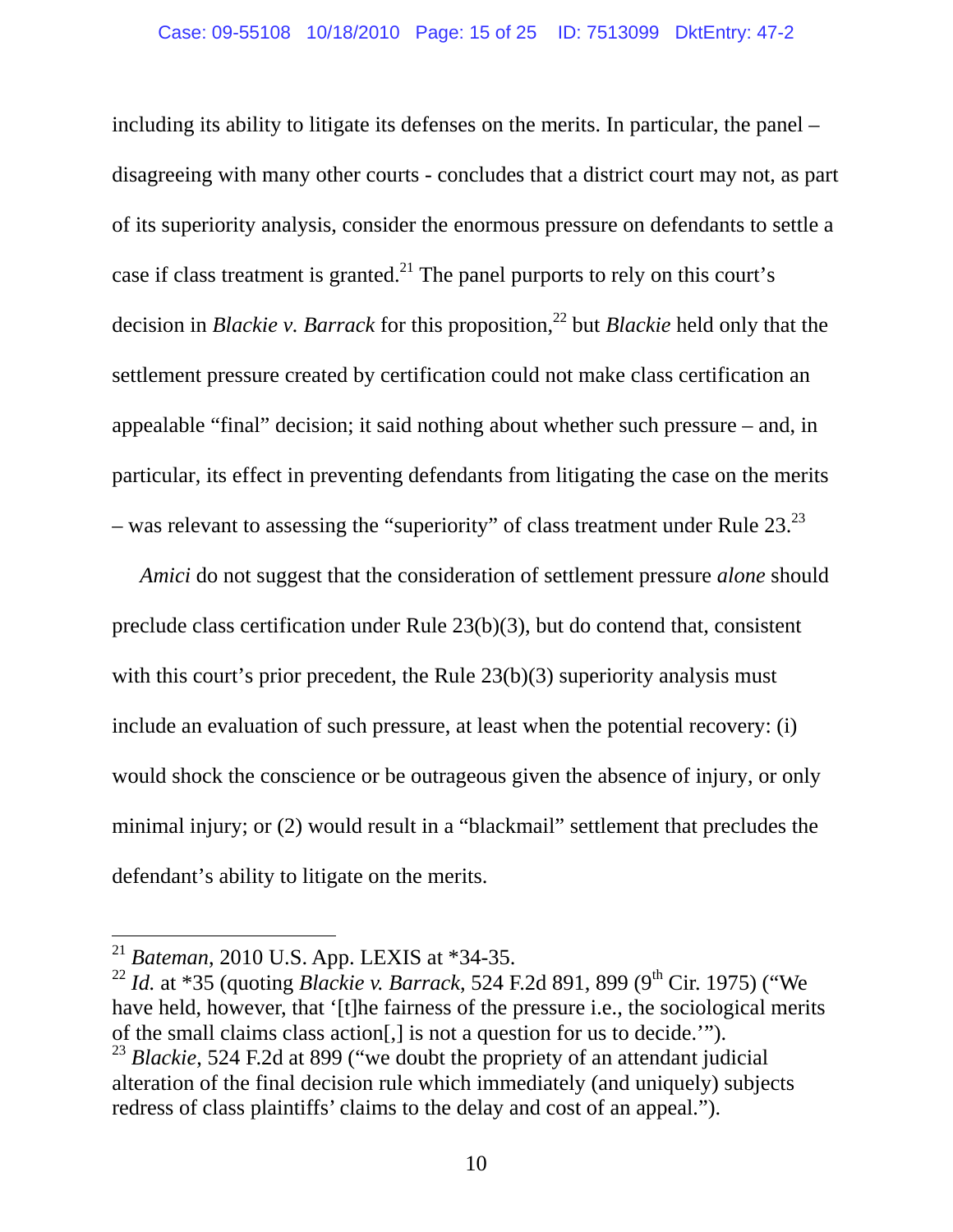including its ability to litigate its defenses on the merits. In particular, the panel – disagreeing with many other courts - concludes that a district court may not, as part of its superiority analysis, consider the enormous pressure on defendants to settle a case if class treatment is granted.[21] The panel purports to rely on this court's decision in *Blackie v. Barrack* for this proposition,[22] but *Blackie* held only that the settlement pressure created by certification could not make class certification an appealable "final" decision; it said nothing about whether such pressure – and, in particular, its effect in preventing defendants from litigating the case on the merits – was relevant to assessing the "superiority" of class treatment under Rule 23.[23]

*Amici* do not suggest that the consideration of settlement pressure *alone* should preclude class certification under Rule 23(b)(3), but do contend that, consistent with this court's prior precedent, the Rule 23(b)(3) superiority analysis must include an evaluation of such pressure, at least when the potential recovery: (i) would shock the conscience or be outrageous given the absence of injury, or only minimal injury; or (2) would result in a "blackmail" settlement that precludes the defendant's ability to litigate on the merits.

---

[21] *Bateman*, 2010 U.S. App. LEXIS at *34-35.

[22] *Id.* at *35 (quoting *Blackie v. Barrack*, 524 F.2d 891, 899 (9th Cir. 1975) ("We have held, however, that '[t]he fairness of the pressure i.e., the sociological merits of the small claims class action[,] is not a question for us to decide.'").

[23] *Blackie*, 524 F.2d at 899 ("we doubt the propriety of an attendant judicial alteration of the final decision rule which immediately (and uniquely) subjects redress of class plaintiffs' claims to the delay and cost of an appeal.").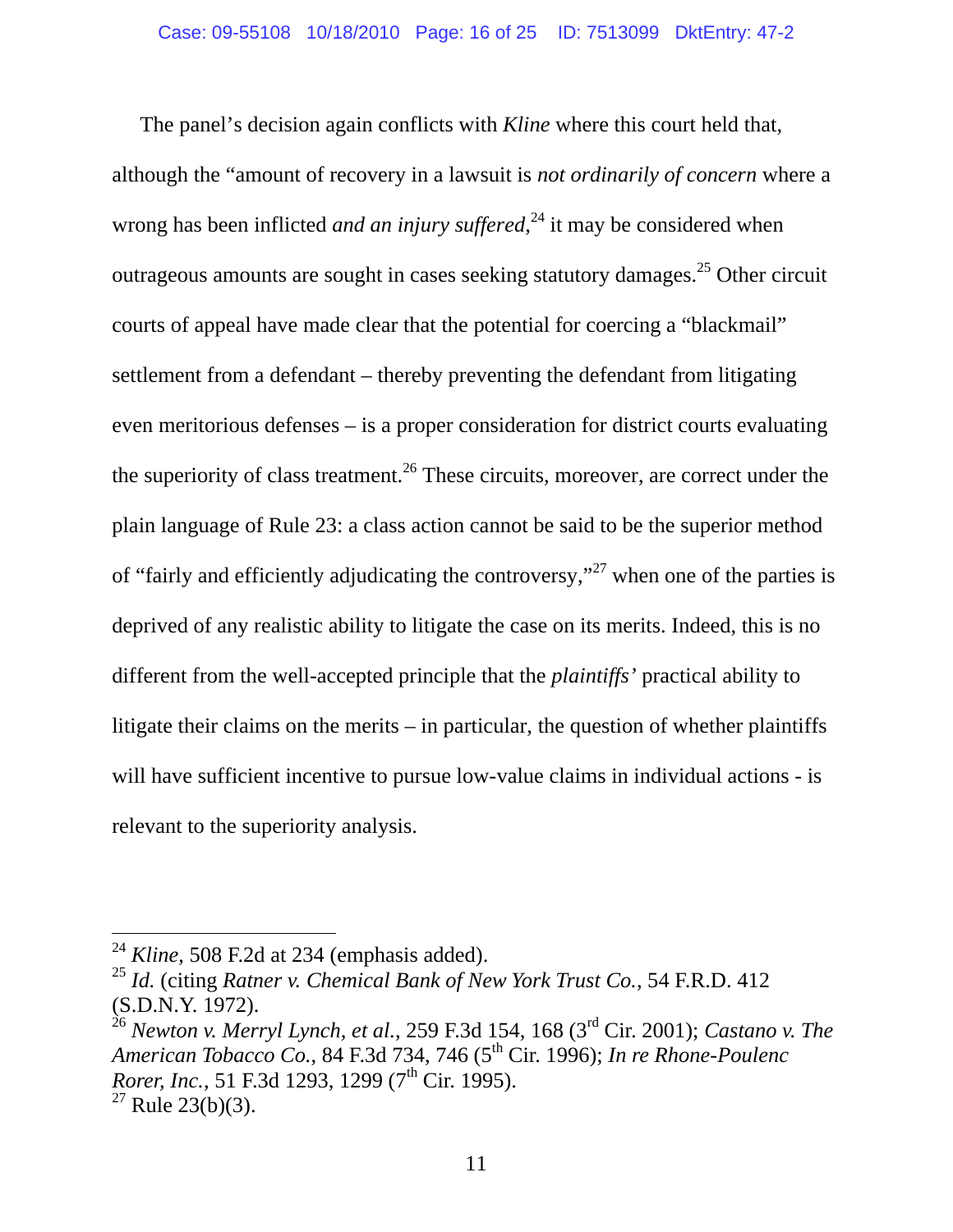The panel's decision again conflicts with *Kline* where this court held that, although the "amount of recovery in a lawsuit is *not ordinarily of concern* where a wrong has been inflicted *and an injury suffered*,[24] it may be considered when outrageous amounts are sought in cases seeking statutory damages.[25] Other circuit courts of appeal have made clear that the potential for coercing a "blackmail" settlement from a defendant – thereby preventing the defendant from litigating even meritorious defenses – is a proper consideration for district courts evaluating the superiority of class treatment.[26] These circuits, moreover, are correct under the plain language of Rule 23: a class action cannot be said to be the superior method of "fairly and efficiently adjudicating the controversy,"[27] when one of the parties is deprived of any realistic ability to litigate the case on its merits. Indeed, this is no different from the well-accepted principle that the *plaintiffs'* practical ability to litigate their claims on the merits – in particular, the question of whether plaintiffs will have sufficient incentive to pursue low-value claims in individual actions - is relevant to the superiority analysis.

---

[24] *Kline*, 508 F.2d at 234 (emphasis added).

[25] *Id.* (citing *Ratner v. Chemical Bank of New York Trust Co.*, 54 F.R.D. 412 (S.D.N.Y. 1972).

[26] *Newton v. Merryl Lynch, et al.*, 259 F.3d 154, 168 (3rd Cir. 2001); *Castano v. The American Tobacco Co.*, 84 F.3d 734, 746 (5th Cir. 1996); *In re Rhone-Poulenc Rorer, Inc.*, 51 F.3d 1293, 1299 (7th Cir. 1995).

[27] Rule 23(b)(3).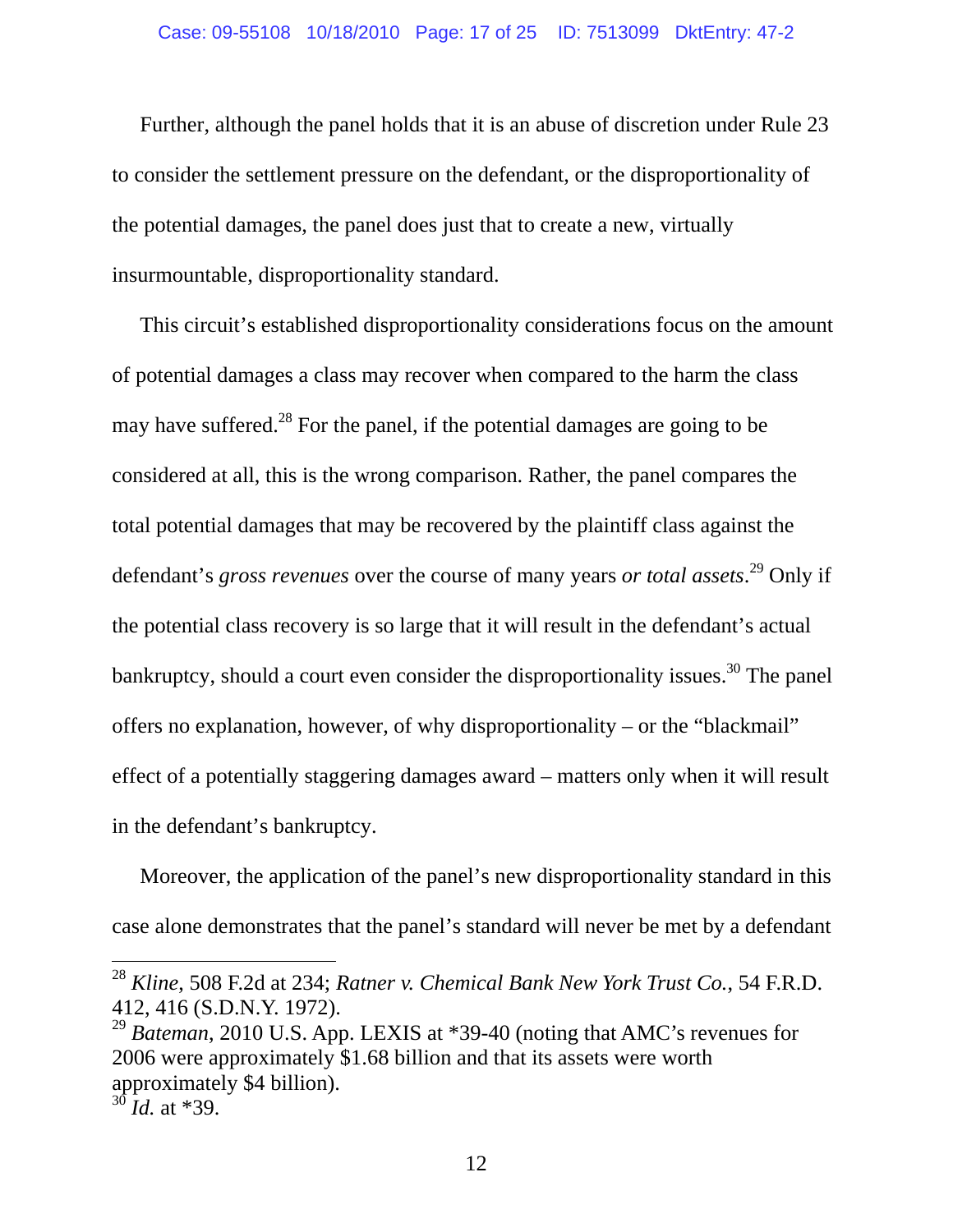Further, although the panel holds that it is an abuse of discretion under Rule 23 to consider the settlement pressure on the defendant, or the disproportionality of the potential damages, the panel does just that to create a new, virtually insurmountable, disproportionality standard.

This circuit's established disproportionality considerations focus on the amount of potential damages a class may recover when compared to the harm the class may have suffered.[28] For the panel, if the potential damages are going to be considered at all, this is the wrong comparison. Rather, the panel compares the total potential damages that may be recovered by the plaintiff class against the defendant's *gross revenues* over the course of many years *or total assets*.[29] Only if the potential class recovery is so large that it will result in the defendant's actual bankruptcy, should a court even consider the disproportionality issues.[30] The panel offers no explanation, however, of why disproportionality – or the "blackmail" effect of a potentially staggering damages award – matters only when it will result in the defendant's bankruptcy.

Moreover, the application of the panel's new disproportionality standard in this case alone demonstrates that the panel's standard will never be met by a defendant

---

[28] *Kline*, 508 F.2d at 234; *Ratner v. Chemical Bank New York Trust Co.*, 54 F.R.D. 412, 416 (S.D.N.Y. 1972).

[29] *Bateman*, 2010 U.S. App. LEXIS at *39-40 (noting that AMC's revenues for 2006 were approximately $1.68 billion and that its assets were worth approximately $4 billion).

[30] *Id.* at *39.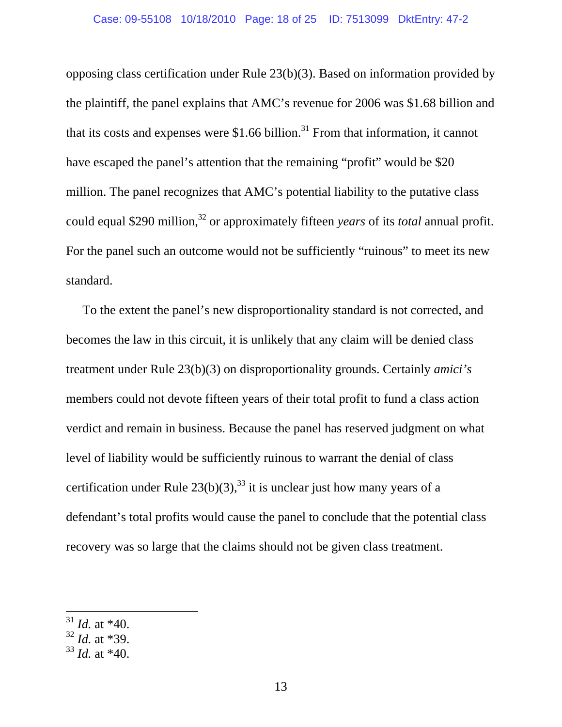opposing class certification under Rule 23(b)(3). Based on information provided by the plaintiff, the panel explains that AMC's revenue for 2006 was $1.68 billion and that its costs and expenses were $1.66 billion.[31] From that information, it cannot have escaped the panel's attention that the remaining "profit" would be $20 million. The panel recognizes that AMC's potential liability to the putative class could equal $290 million,[32] or approximately fifteen *years* of its *total* annual profit. For the panel such an outcome would not be sufficiently "ruinous" to meet its new standard.

To the extent the panel's new disproportionality standard is not corrected, and becomes the law in this circuit, it is unlikely that any claim will be denied class treatment under Rule 23(b)(3) on disproportionality grounds. Certainly *amici's* members could not devote fifteen years of their total profit to fund a class action verdict and remain in business. Because the panel has reserved judgment on what level of liability would be sufficiently ruinous to warrant the denial of class certification under Rule 23(b)(3),[33] it is unclear just how many years of a defendant's total profits would cause the panel to conclude that the potential class recovery was so large that the claims should not be given class treatment.

---

[31] *Id.* at *40.

[32] *Id.* at *39.

[33] *Id.* at *40.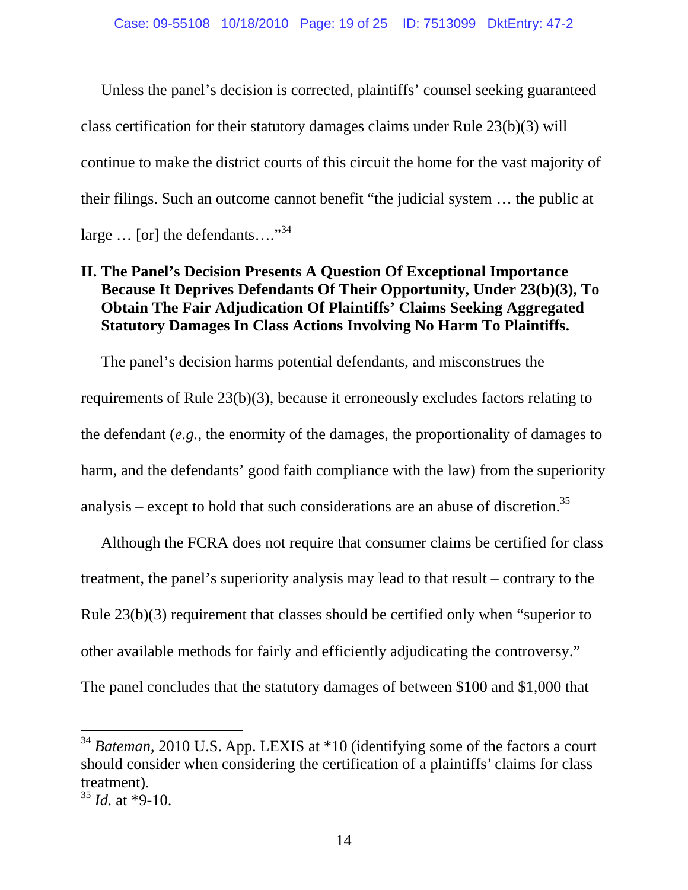Unless the panel's decision is corrected, plaintiffs' counsel seeking guaranteed class certification for their statutory damages claims under Rule 23(b)(3) will continue to make the district courts of this circuit the home for the vast majority of their filings. Such an outcome cannot benefit "the judicial system … the public at large … [or] the defendants…."[34]

## II. The Panel's Decision Presents A Question Of Exceptional Importance Because It Deprives Defendants Of Their Opportunity, Under 23(b)(3), To Obtain The Fair Adjudication Of Plaintiffs' Claims Seeking Aggregated Statutory Damages In Class Actions Involving No Harm To Plaintiffs.

The panel's decision harms potential defendants, and misconstrues the requirements of Rule 23(b)(3), because it erroneously excludes factors relating to the defendant (*e.g.*, the enormity of the damages, the proportionality of damages to harm, and the defendants' good faith compliance with the law) from the superiority analysis – except to hold that such considerations are an abuse of discretion.[35]

Although the FCRA does not require that consumer claims be certified for class treatment, the panel's superiority analysis may lead to that result – contrary to the Rule 23(b)(3) requirement that classes should be certified only when "superior to other available methods for fairly and efficiently adjudicating the controversy." The panel concludes that the statutory damages of between $100 and $1,000 that

---

[34] *Bateman*, 2010 U.S. App. LEXIS at *10 (identifying some of the factors a court should consider when considering the certification of a plaintiffs' claims for class treatment).

[35] *Id.* at *9-10.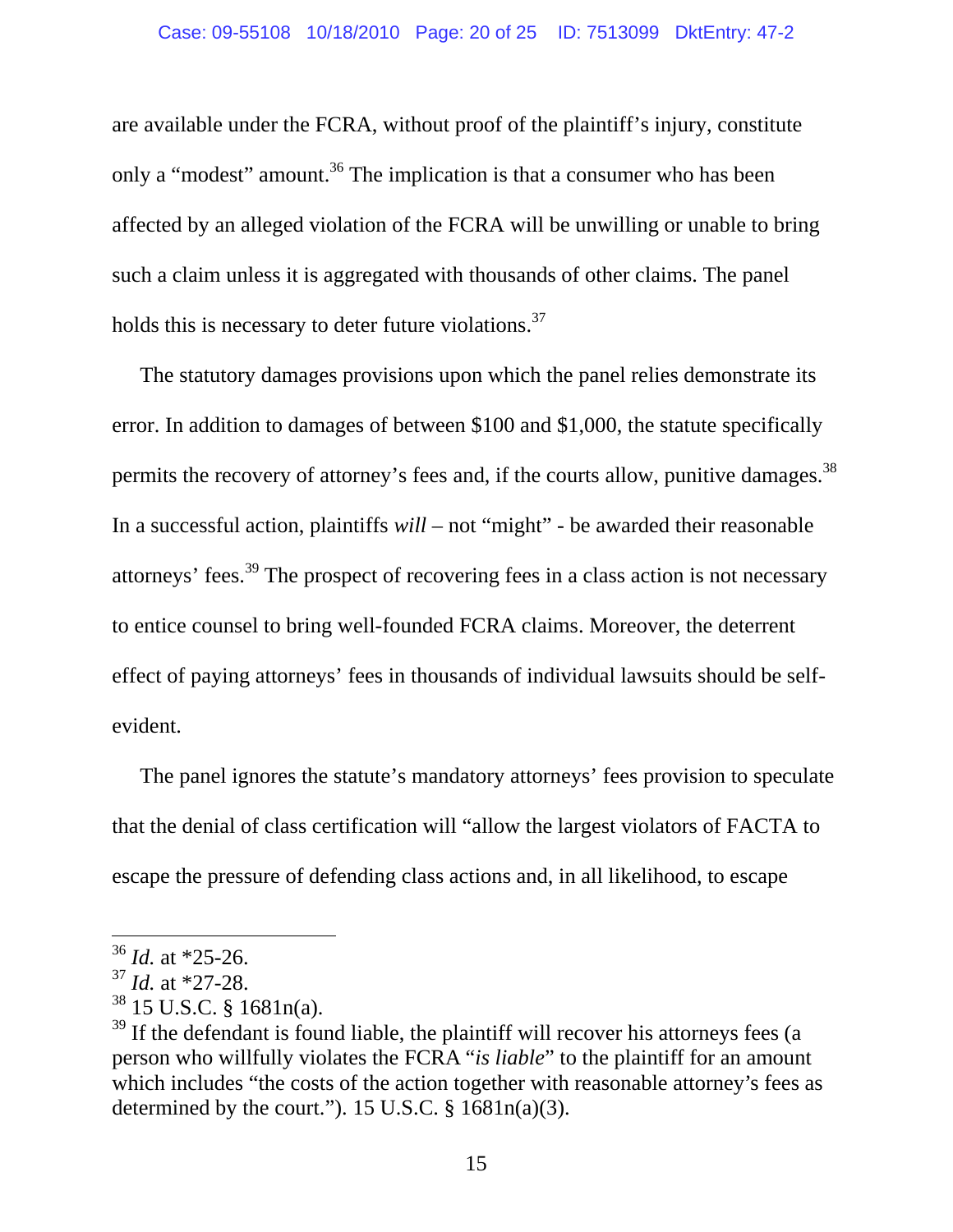are available under the FCRA, without proof of the plaintiff's injury, constitute only a "modest" amount.[36] The implication is that a consumer who has been affected by an alleged violation of the FCRA will be unwilling or unable to bring such a claim unless it is aggregated with thousands of other claims. The panel holds this is necessary to deter future violations.[37]

The statutory damages provisions upon which the panel relies demonstrate its error. In addition to damages of between $100 and $1,000, the statute specifically permits the recovery of attorney's fees and, if the courts allow, punitive damages.[38] In a successful action, plaintiffs *will* – not "might" - be awarded their reasonable attorneys' fees.[39] The prospect of recovering fees in a class action is not necessary to entice counsel to bring well-founded FCRA claims. Moreover, the deterrent effect of paying attorneys' fees in thousands of individual lawsuits should be self-evident.

The panel ignores the statute's mandatory attorneys' fees provision to speculate that the denial of class certification will "allow the largest violators of FACTA to escape the pressure of defending class actions and, in all likelihood, to escape

---

[36] *Id.* at *25-26.

[37] *Id.* at *27-28.

[38] 15 U.S.C. § 1681n(a).

[39] If the defendant is found liable, the plaintiff will recover his attorneys fees (a person who willfully violates the FCRA "*is liable*" to the plaintiff for an amount which includes "the costs of the action together with reasonable attorney's fees as determined by the court."). 15 U.S.C. § 1681n(a)(3).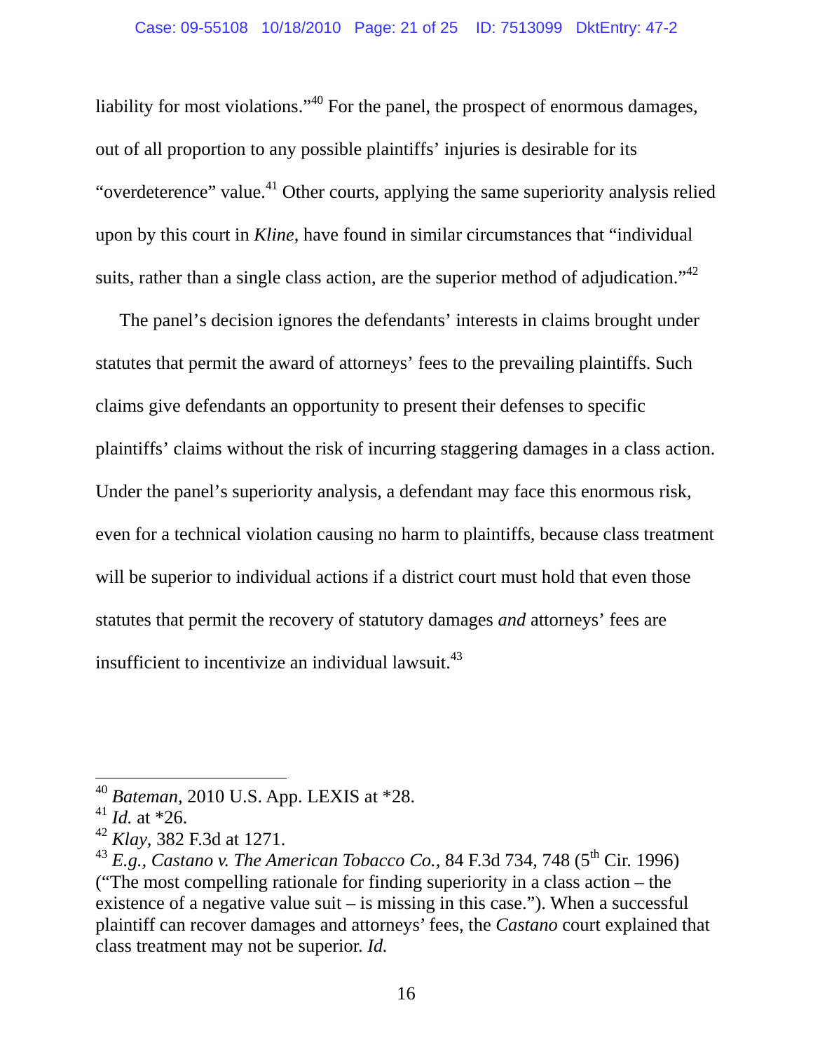liability for most violations."[40] For the panel, the prospect of enormous damages, out of all proportion to any possible plaintiffs' injuries is desirable for its "overdeterence" value.[41] Other courts, applying the same superiority analysis relied upon by this court in *Kline*, have found in similar circumstances that "individual suits, rather than a single class action, are the superior method of adjudication."[42]

The panel's decision ignores the defendants' interests in claims brought under statutes that permit the award of attorneys' fees to the prevailing plaintiffs. Such claims give defendants an opportunity to present their defenses to specific plaintiffs' claims without the risk of incurring staggering damages in a class action. Under the panel's superiority analysis, a defendant may face this enormous risk, even for a technical violation causing no harm to plaintiffs, because class treatment will be superior to individual actions if a district court must hold that even those statutes that permit the recovery of statutory damages *and* attorneys' fees are insufficient to incentivize an individual lawsuit.[43]

---

[40] *Bateman*, 2010 U.S. App. LEXIS at *28.

[41] *Id.* at *26.

[42] *Klay*, 382 F.3d at 1271.

[43] *E.g.*, *Castano v. The American Tobacco Co.*, 84 F.3d 734, 748 (5th Cir. 1996) ("The most compelling rationale for finding superiority in a class action – the existence of a negative value suit – is missing in this case."). When a successful plaintiff can recover damages and attorneys' fees, the *Castano* court explained that class treatment may not be superior. *Id.*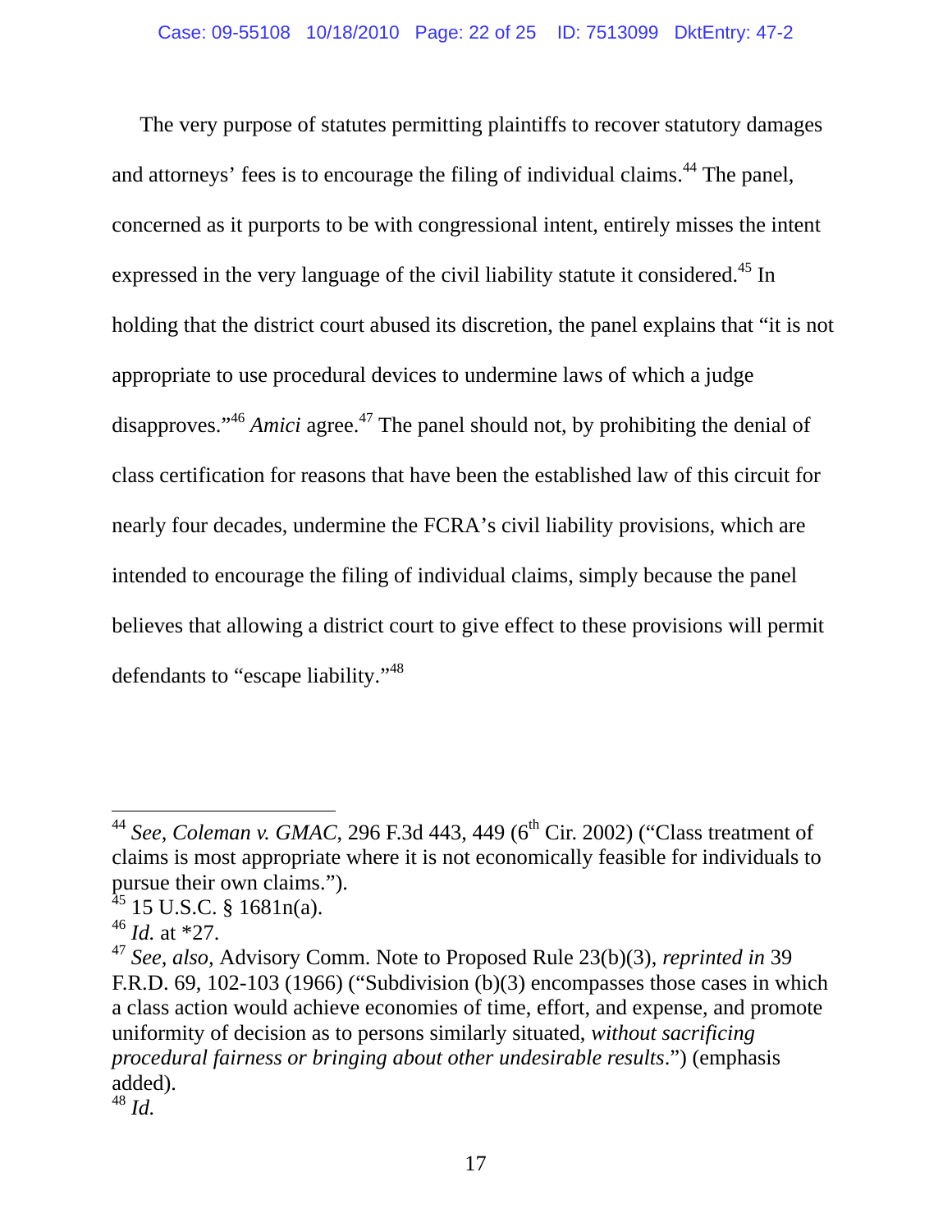The very purpose of statutes permitting plaintiffs to recover statutory damages and attorneys' fees is to encourage the filing of individual claims.[44] The panel, concerned as it purports to be with congressional intent, entirely misses the intent expressed in the very language of the civil liability statute it considered.[45] In holding that the district court abused its discretion, the panel explains that "it is not appropriate to use procedural devices to undermine laws of which a judge disapproves."[46] *Amici* agree.[47] The panel should not, by prohibiting the denial of class certification for reasons that have been the established law of this circuit for nearly four decades, undermine the FCRA's civil liability provisions, which are intended to encourage the filing of individual claims, simply because the panel believes that allowing a district court to give effect to these provisions will permit defendants to "escape liability."[48]

---

[44] *See, Coleman v. GMAC,* 296 F.3d 443, 449 (6th Cir. 2002) ("Class treatment of claims is most appropriate where it is not economically feasible for individuals to pursue their own claims.").

[45] 15 U.S.C. § 1681n(a).

[46] *Id.* at *27.

[47] *See, also,* Advisory Comm. Note to Proposed Rule 23(b)(3), *reprinted in* 39 F.R.D. 69, 102-103 (1966) ("Subdivision (b)(3) encompasses those cases in which a class action would achieve economies of time, effort, and expense, and promote uniformity of decision as to persons similarly situated, *without sacrificing procedural fairness or bringing about other undesirable results*.") (emphasis added).

[48] *Id.*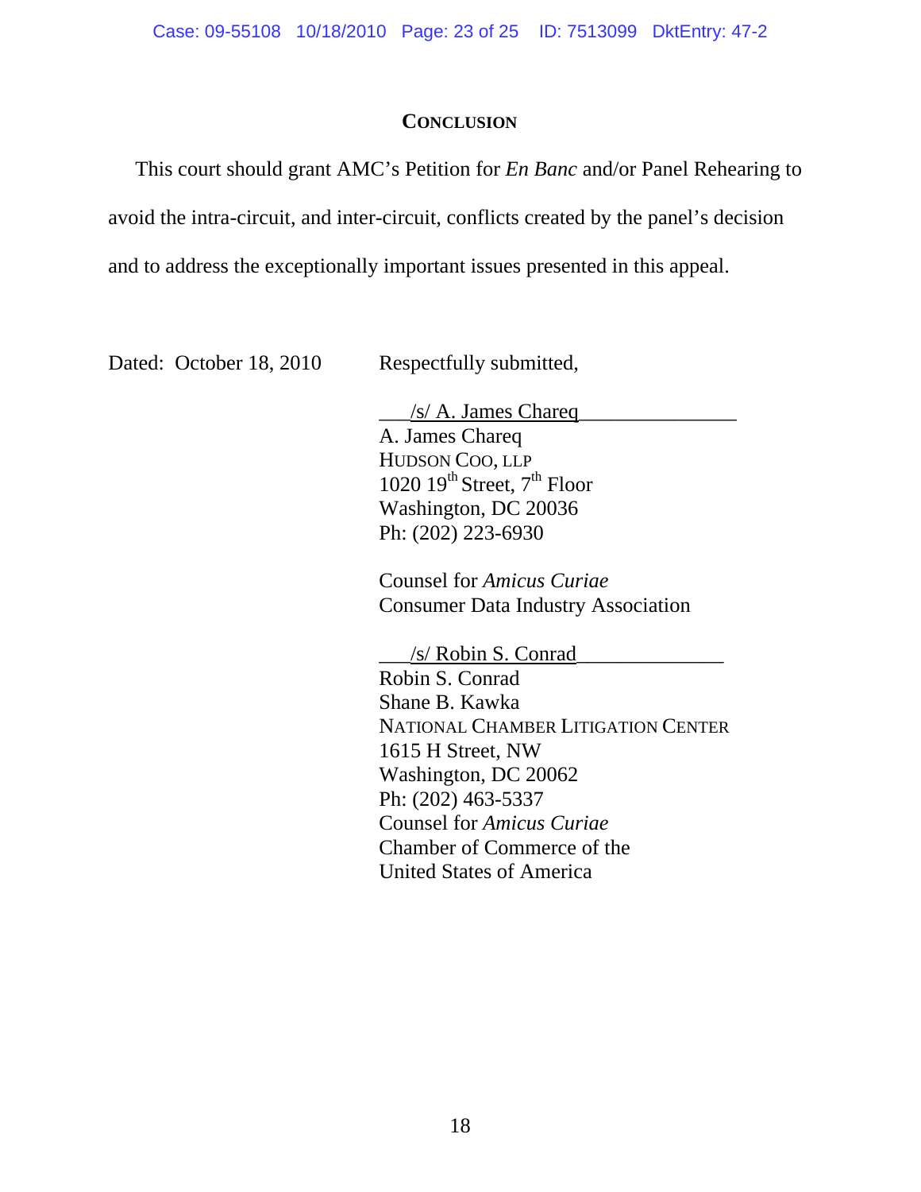## CONCLUSION

This court should grant AMC's Petition for *En Banc* and/or Panel Rehearing to avoid the intra-circuit, and inter-circuit, conflicts created by the panel's decision and to address the exceptionally important issues presented in this appeal.

Dated: October 18, 2010

Respectfully submitted,

/s/ A. James Chareq
A. James Chareq
HUDSON COO, LLP
1020 19th Street, 7th Floor
Washington, DC 20036
Ph: (202) 223-6930

Counsel for *Amicus Curiae*
Consumer Data Industry Association

/s/ Robin S. Conrad
Robin S. Conrad
Shane B. Kawka
NATIONAL CHAMBER LITIGATION CENTER
1615 H Street, NW
Washington, DC 20062
Ph: (202) 463-5337
Counsel for *Amicus Curiae*
Chamber of Commerce of the
United States of America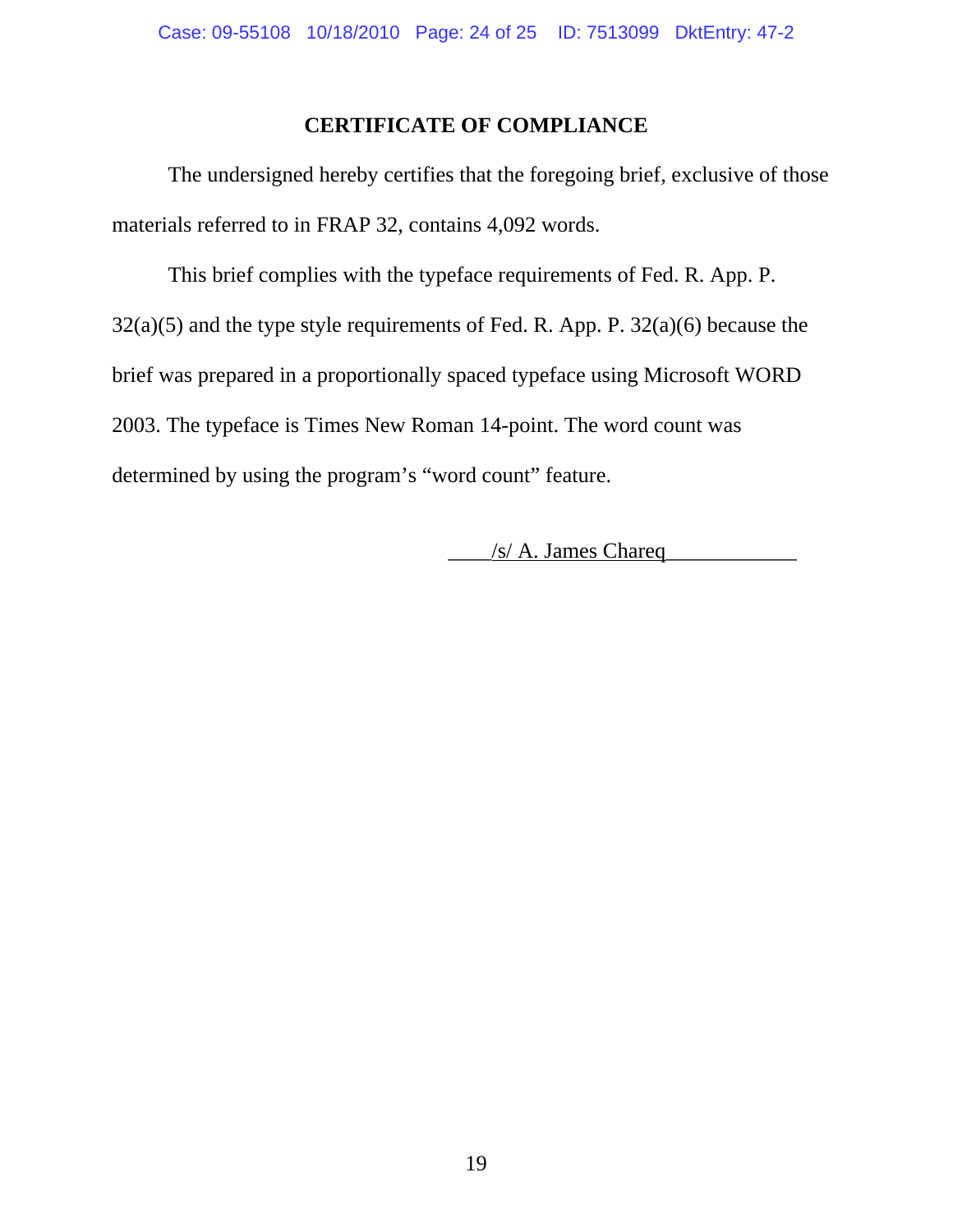# CERTIFICATE OF COMPLIANCE

The undersigned hereby certifies that the foregoing brief, exclusive of those materials referred to in FRAP 32, contains 4,092 words.

This brief complies with the typeface requirements of Fed. R. App. P. 32(a)(5) and the type style requirements of Fed. R. App. P. 32(a)(6) because the brief was prepared in a proportionally spaced typeface using Microsoft WORD 2003. The typeface is Times New Roman 14-point. The word count was determined by using the program's "word count" feature.

/s/ A. James Chareq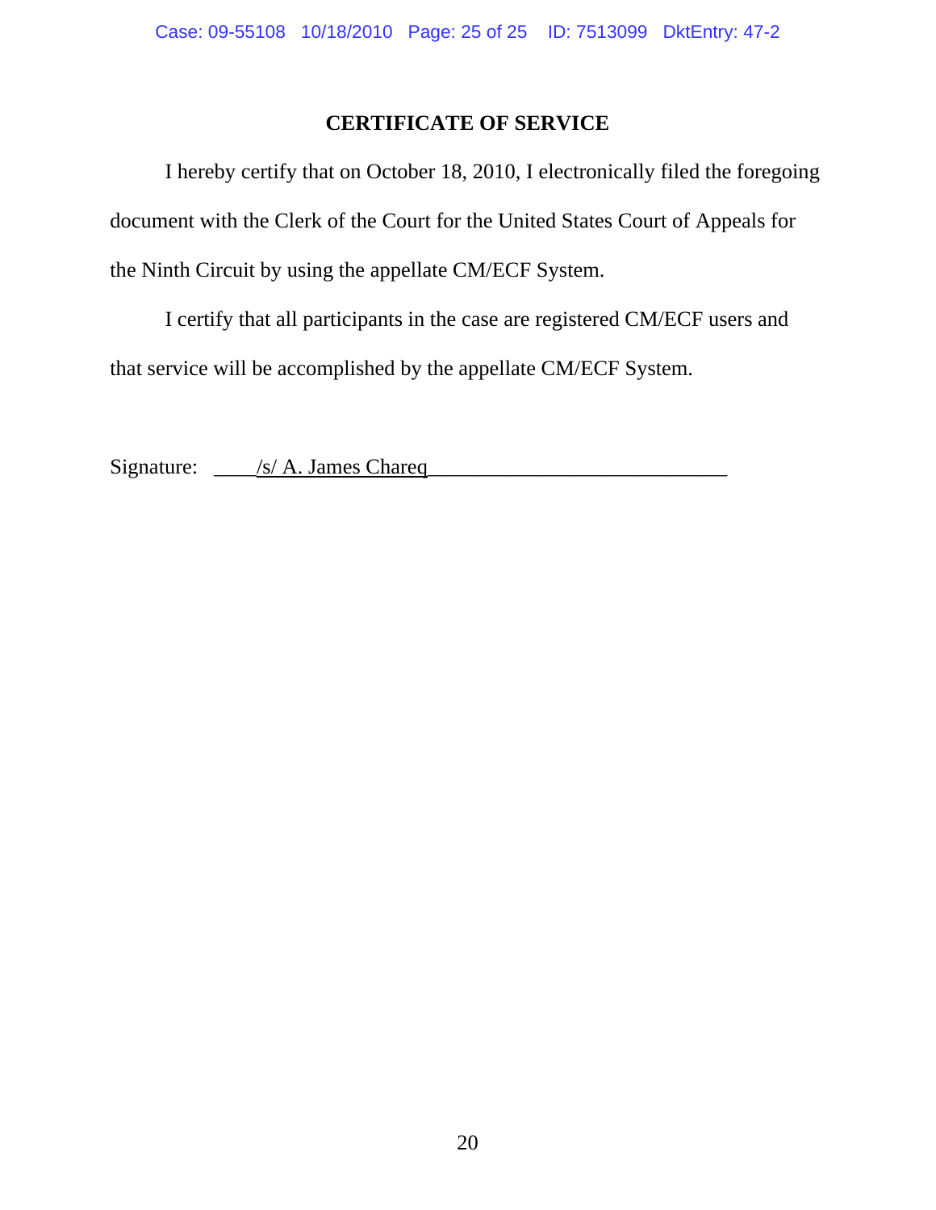## CERTIFICATE OF SERVICE

I hereby certify that on October 18, 2010, I electronically filed the foregoing document with the Clerk of the Court for the United States Court of Appeals for the Ninth Circuit by using the appellate CM/ECF System.

I certify that all participants in the case are registered CM/ECF users and that service will be accomplished by the appellate CM/ECF System.

Signature: /s/ A. James Chareq